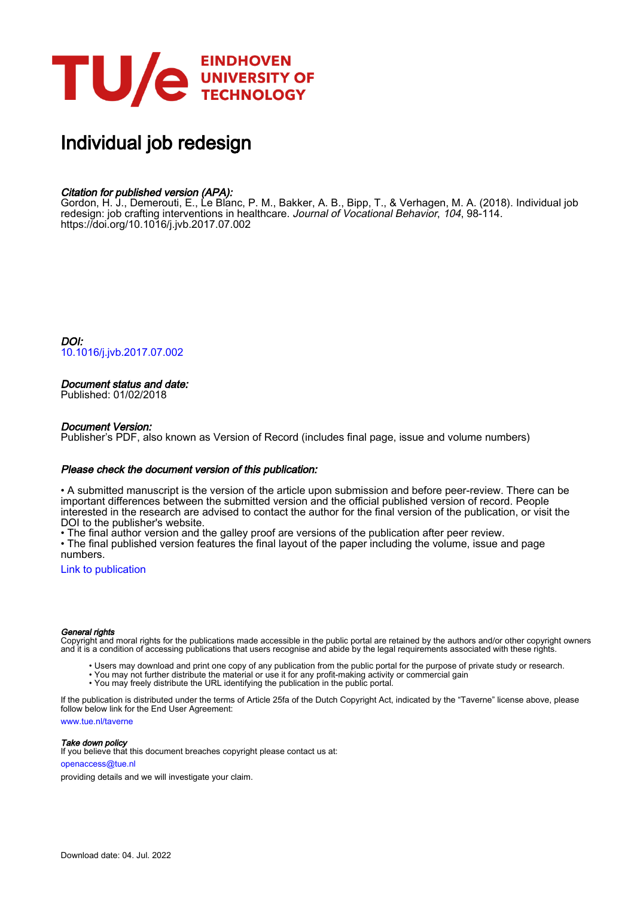EINDHOVEN UNIVERSITY OF TECHNOLOGY

# Individual job redesign

***Citation for published version (APA):***
Gordon, H. J., Demerouti, E., Le Blanc, P. M., Bakker, A. B., Bipp, T., & Verhagen, M. A. (2018). Individual job redesign: job crafting interventions in healthcare. *Journal of Vocational Behavior*, *104*, 98-114. https://doi.org/10.1016/j.jvb.2017.07.002

***DOI:***
10.1016/j.jvb.2017.07.002

***Document status and date:***
Published: 01/02/2018

***Document Version:***
Publisher's PDF, also known as Version of Record (includes final page, issue and volume numbers)

***Please check the document version of this publication:***

• A submitted manuscript is the version of the article upon submission and before peer-review. There can be important differences between the submitted version and the official published version of record. People interested in the research are advised to contact the author for the final version of the publication, or visit the DOI to the publisher's website.
• The final author version and the galley proof are versions of the publication after peer review.
• The final published version features the final layout of the paper including the volume, issue and page numbers.

Link to publication

***General rights***
Copyright and moral rights for the publications made accessible in the public portal are retained by the authors and/or other copyright owners and it is a condition of accessing publications that users recognise and abide by the legal requirements associated with these rights.

• Users may download and print one copy of any publication from the public portal for the purpose of private study or research.
• You may not further distribute the material or use it for any profit-making activity or commercial gain
• You may freely distribute the URL identifying the publication in the public portal.

If the publication is distributed under the terms of Article 25fa of the Dutch Copyright Act, indicated by the "Taverne" license above, please follow below link for the End User Agreement:
www.tue.nl/taverne

***Take down policy***
If you believe that this document breaches copyright please contact us at:
openaccess@tue.nl
providing details and we will investigate your claim.

Download date: 04. Jul. 2022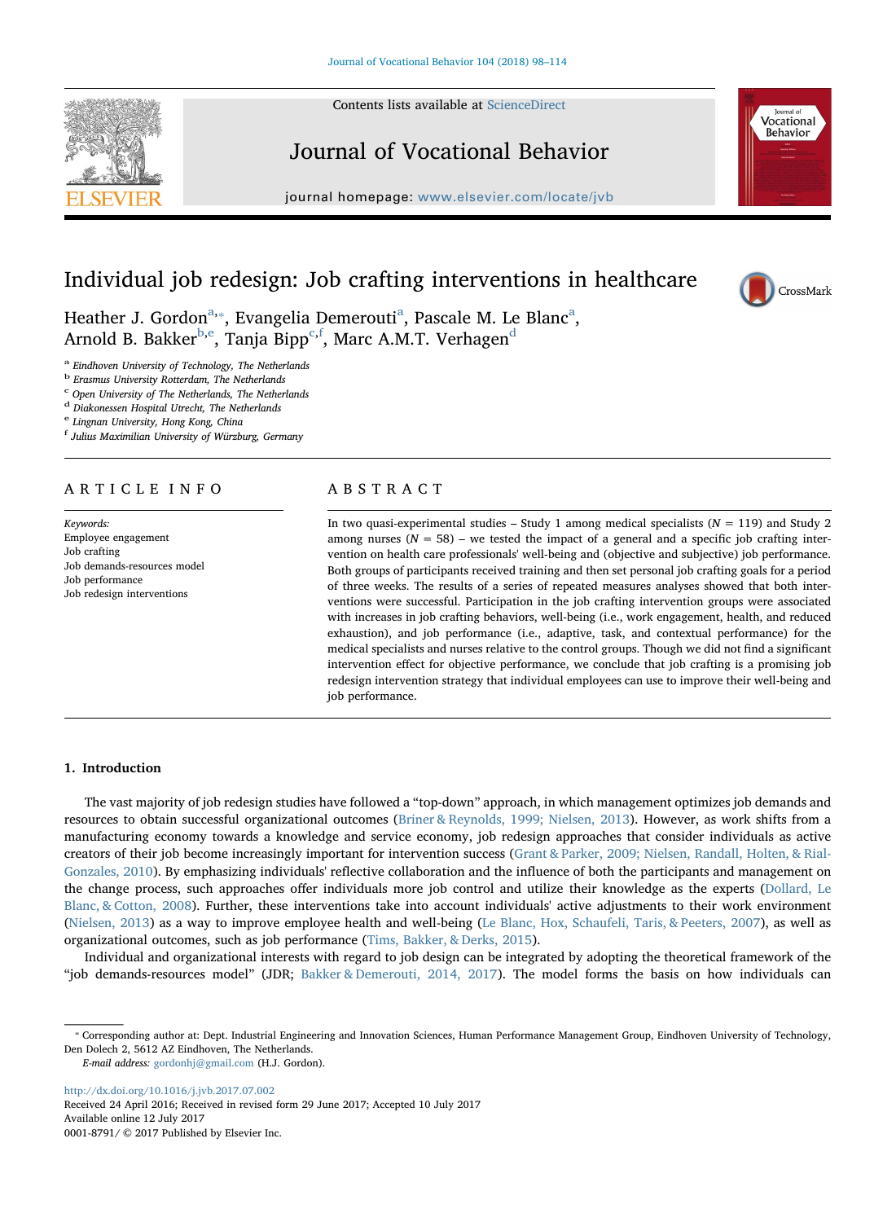# Individual job redesign: Job crafting interventions in healthcare

Heather J. Gordon[a,*], Evangelia Demerouti[a], Pascale M. Le Blanc[a], Arnold B. Bakker[b,e], Tanja Bipp[c,f], Marc A.M.T. Verhagen[d]

[a] Eindhoven University of Technology, The Netherlands
[b] Erasmus University Rotterdam, The Netherlands
[c] Open University of The Netherlands, The Netherlands
[d] Diakonessen Hospital Utrecht, The Netherlands
[e] Lingnan University, Hong Kong, China
[f] Julius Maximilian University of Würzburg, Germany

## ARTICLE INFO

*Keywords:*
Employee engagement
Job crafting
Job demands-resources model
Job performance
Job redesign interventions

## ABSTRACT

In two quasi-experimental studies – Study 1 among medical specialists ($N = 119$) and Study 2 among nurses ($N = 58$) – we tested the impact of a general and a specific job crafting intervention on health care professionals' well-being and (objective and subjective) job performance. Both groups of participants received training and then set personal job crafting goals for a period of three weeks. The results of a series of repeated measures analyses showed that both interventions were successful. Participation in the job crafting intervention groups were associated with increases in job crafting behaviors, well-being (i.e., work engagement, health, and reduced exhaustion), and job performance (i.e., adaptive, task, and contextual performance) for the medical specialists and nurses relative to the control groups. Though we did not find a significant intervention effect for objective performance, we conclude that job crafting is a promising job redesign intervention strategy that individual employees can use to improve their well-being and job performance.

## 1. Introduction

The vast majority of job redesign studies have followed a "top-down" approach, in which management optimizes job demands and resources to obtain successful organizational outcomes (Briner & Reynolds, 1999; Nielsen, 2013). However, as work shifts from a manufacturing economy towards a knowledge and service economy, job redesign approaches that consider individuals as active creators of their job become increasingly important for intervention success (Grant & Parker, 2009; Nielsen, Randall, Holten, & Rial-Gonzales, 2010). By emphasizing individuals' reflective collaboration and the influence of both the participants and management on the change process, such approaches offer individuals more job control and utilize their knowledge as the experts (Dollard, Le Blanc, & Cotton, 2008). Further, these interventions take into account individuals' active adjustments to their work environment (Nielsen, 2013) as a way to improve employee health and well-being (Le Blanc, Hox, Schaufeli, Taris, & Peeters, 2007), as well as organizational outcomes, such as job performance (Tims, Bakker, & Derks, 2015).

Individual and organizational interests with regard to job design can be integrated by adopting the theoretical framework of the "job demands-resources model" (JDR; Bakker & Demerouti, 2014, 2017). The model forms the basis on how individuals can

---

* Corresponding author at: Dept. Industrial Engineering and Innovation Sciences, Human Performance Management Group, Eindhoven University of Technology, Den Dolech 2, 5612 AZ Eindhoven, The Netherlands.
*E-mail address:* gordonhj@gmail.com (H.J. Gordon).

http://dx.doi.org/10.1016/j.jvb.2017.07.002
Received 24 April 2016; Received in revised form 29 June 2017; Accepted 10 July 2017
Available online 12 July 2017
0001-8791/ © 2017 Published by Elsevier Inc.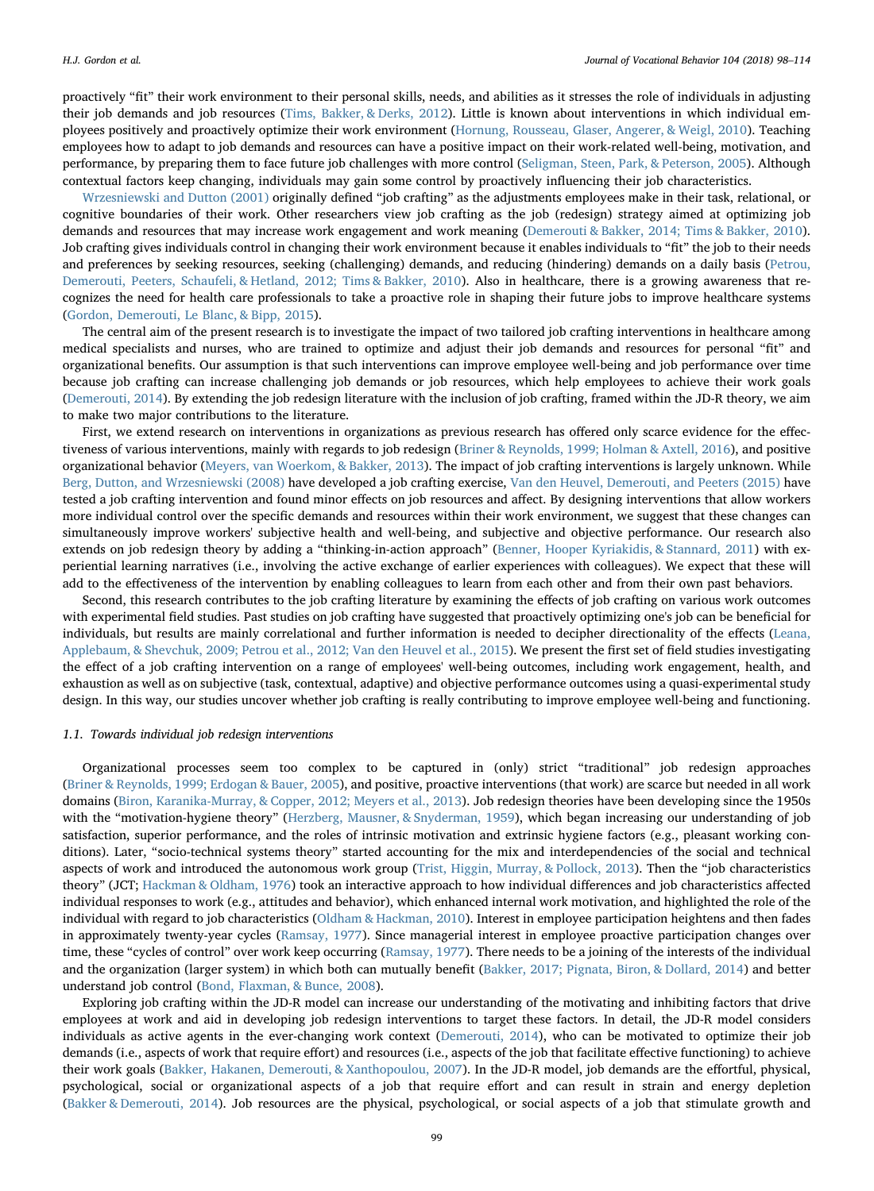proactively "fit" their work environment to their personal skills, needs, and abilities as it stresses the role of individuals in adjusting their job demands and job resources (Tims, Bakker, & Derks, 2012). Little is known about interventions in which individual employees positively and proactively optimize their work environment (Hornung, Rousseau, Glaser, Angerer, & Weigl, 2010). Teaching employees how to adapt to job demands and resources can have a positive impact on their work-related well-being, motivation, and performance, by preparing them to face future job challenges with more control (Seligman, Steen, Park, & Peterson, 2005). Although contextual factors keep changing, individuals may gain some control by proactively influencing their job characteristics.

Wrzesniewski and Dutton (2001) originally defined "job crafting" as the adjustments employees make in their task, relational, or cognitive boundaries of their work. Other researchers view job crafting as the job (redesign) strategy aimed at optimizing job demands and resources that may increase work engagement and work meaning (Demerouti & Bakker, 2014; Tims & Bakker, 2010). Job crafting gives individuals control in changing their work environment because it enables individuals to "fit" the job to their needs and preferences by seeking resources, seeking (challenging) demands, and reducing (hindering) demands on a daily basis (Petrou, Demerouti, Peeters, Schaufeli, & Hetland, 2012; Tims & Bakker, 2010). Also in healthcare, there is a growing awareness that recognizes the need for health care professionals to take a proactive role in shaping their future jobs to improve healthcare systems (Gordon, Demerouti, Le Blanc, & Bipp, 2015).

The central aim of the present research is to investigate the impact of two tailored job crafting interventions in healthcare among medical specialists and nurses, who are trained to optimize and adjust their job demands and resources for personal "fit" and organizational benefits. Our assumption is that such interventions can improve employee well-being and job performance over time because job crafting can increase challenging job demands or job resources, which help employees to achieve their work goals (Demerouti, 2014). By extending the job redesign literature with the inclusion of job crafting, framed within the JD-R theory, we aim to make two major contributions to the literature.

First, we extend research on interventions in organizations as previous research has offered only scarce evidence for the effectiveness of various interventions, mainly with regards to job redesign (Briner & Reynolds, 1999; Holman & Axtell, 2016), and positive organizational behavior (Meyers, van Woerkom, & Bakker, 2013). The impact of job crafting interventions is largely unknown. While Berg, Dutton, and Wrzesniewski (2008) have developed a job crafting exercise, Van den Heuvel, Demerouti, and Peeters (2015) have tested a job crafting intervention and found minor effects on job resources and affect. By designing interventions that allow workers more individual control over the specific demands and resources within their work environment, we suggest that these changes can simultaneously improve workers' subjective health and well-being, and subjective and objective performance. Our research also extends on job redesign theory by adding a "thinking-in-action approach" (Benner, Hooper Kyriakidis, & Stannard, 2011) with experiential learning narratives (i.e., involving the active exchange of earlier experiences with colleagues). We expect that these will add to the effectiveness of the intervention by enabling colleagues to learn from each other and from their own past behaviors.

Second, this research contributes to the job crafting literature by examining the effects of job crafting on various work outcomes with experimental field studies. Past studies on job crafting have suggested that proactively optimizing one's job can be beneficial for individuals, but results are mainly correlational and further information is needed to decipher directionality of the effects (Leana, Applebaum, & Shevchuk, 2009; Petrou et al., 2012; Van den Heuvel et al., 2015). We present the first set of field studies investigating the effect of a job crafting intervention on a range of employees' well-being outcomes, including work engagement, health, and exhaustion as well as on subjective (task, contextual, adaptive) and objective performance outcomes using a quasi-experimental study design. In this way, our studies uncover whether job crafting is really contributing to improve employee well-being and functioning.

### 1.1. Towards individual job redesign interventions

Organizational processes seem too complex to be captured in (only) strict "traditional" job redesign approaches (Briner & Reynolds, 1999; Erdogan & Bauer, 2005), and positive, proactive interventions (that work) are scarce but needed in all work domains (Biron, Karanika-Murray, & Copper, 2012; Meyers et al., 2013). Job redesign theories have been developing since the 1950s with the "motivation-hygiene theory" (Herzberg, Mausner, & Snyderman, 1959), which began increasing our understanding of job satisfaction, superior performance, and the roles of intrinsic motivation and extrinsic hygiene factors (e.g., pleasant working conditions). Later, "socio-technical systems theory" started accounting for the mix and interdependencies of the social and technical aspects of work and introduced the autonomous work group (Trist, Higgin, Murray, & Pollock, 2013). Then the "job characteristics theory" (JCT; Hackman & Oldham, 1976) took an interactive approach to how individual differences and job characteristics affected individual responses to work (e.g., attitudes and behavior), which enhanced internal work motivation, and highlighted the role of the individual with regard to job characteristics (Oldham & Hackman, 2010). Interest in employee participation heightens and then fades in approximately twenty-year cycles (Ramsay, 1977). Since managerial interest in employee proactive participation changes over time, these "cycles of control" over work keep occurring (Ramsay, 1977). There needs to be a joining of the interests of the individual and the organization (larger system) in which both can mutually benefit (Bakker, 2017; Pignata, Biron, & Dollard, 2014) and better understand job control (Bond, Flaxman, & Bunce, 2008).

Exploring job crafting within the JD-R model can increase our understanding of the motivating and inhibiting factors that drive employees at work and aid in developing job redesign interventions to target these factors. In detail, the JD-R model considers individuals as active agents in the ever-changing work context (Demerouti, 2014), who can be motivated to optimize their job demands (i.e., aspects of work that require effort) and resources (i.e., aspects of the job that facilitate effective functioning) to achieve their work goals (Bakker, Hakanen, Demerouti, & Xanthopoulou, 2007). In the JD-R model, job demands are the effortful, physical, psychological, social or organizational aspects of a job that require effort and can result in strain and energy depletion (Bakker & Demerouti, 2014). Job resources are the physical, psychological, or social aspects of a job that stimulate growth and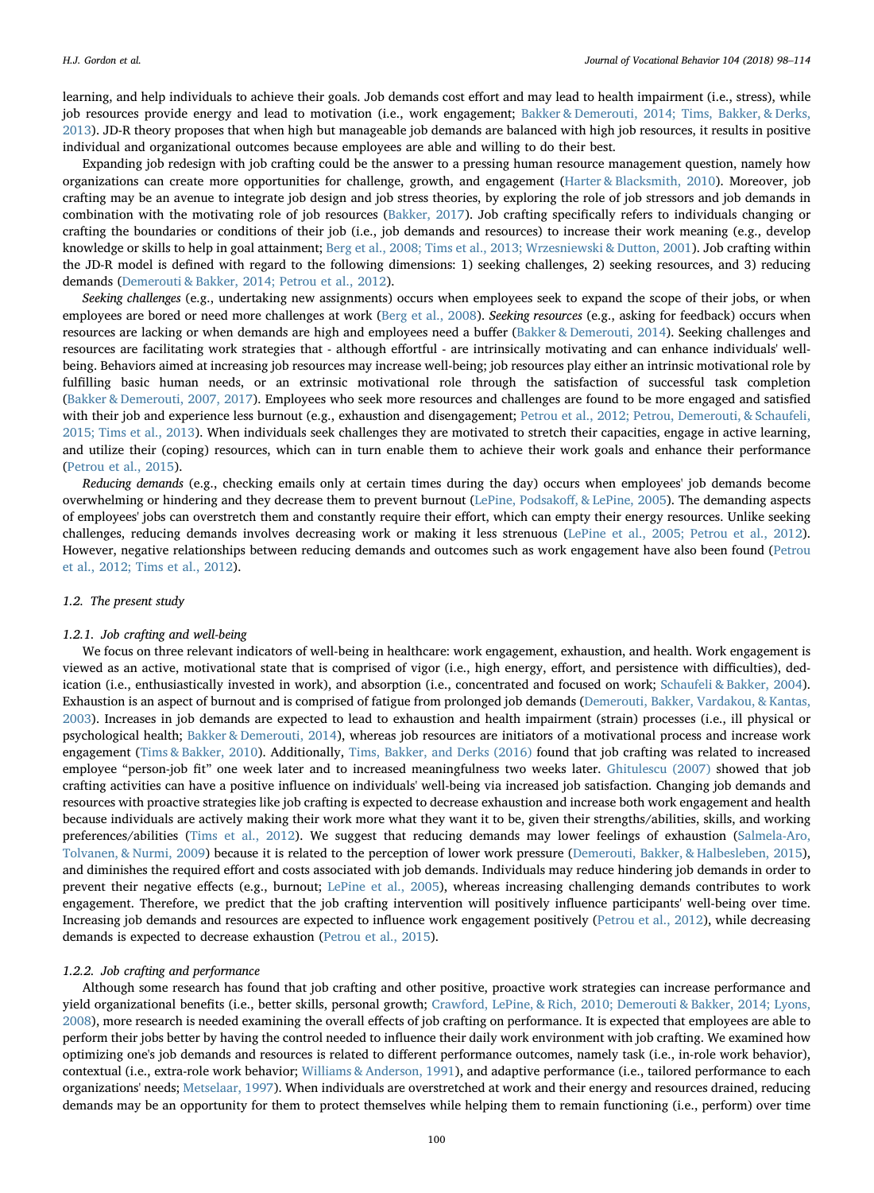learning, and help individuals to achieve their goals. Job demands cost effort and may lead to health impairment (i.e., stress), while job resources provide energy and lead to motivation (i.e., work engagement; Bakker & Demerouti, 2014; Tims, Bakker, & Derks, 2013). JD-R theory proposes that when high but manageable job demands are balanced with high job resources, it results in positive individual and organizational outcomes because employees are able and willing to do their best.

Expanding job redesign with job crafting could be the answer to a pressing human resource management question, namely how organizations can create more opportunities for challenge, growth, and engagement (Harter & Blacksmith, 2010). Moreover, job crafting may be an avenue to integrate job design and job stress theories, by exploring the role of job stressors and job demands in combination with the motivating role of job resources (Bakker, 2017). Job crafting specifically refers to individuals changing or crafting the boundaries or conditions of their job (i.e., job demands and resources) to increase their work meaning (e.g., develop knowledge or skills to help in goal attainment; Berg et al., 2008; Tims et al., 2013; Wrzesniewski & Dutton, 2001). Job crafting within the JD-R model is defined with regard to the following dimensions: 1) seeking challenges, 2) seeking resources, and 3) reducing demands (Demerouti & Bakker, 2014; Petrou et al., 2012).

*Seeking challenges* (e.g., undertaking new assignments) occurs when employees seek to expand the scope of their jobs, or when employees are bored or need more challenges at work (Berg et al., 2008). *Seeking resources* (e.g., asking for feedback) occurs when resources are lacking or when demands are high and employees need a buffer (Bakker & Demerouti, 2014). Seeking challenges and resources are facilitating work strategies that - although effortful - are intrinsically motivating and can enhance individuals' well-being. Behaviors aimed at increasing job resources may increase well-being; job resources play either an intrinsic motivational role by fulfilling basic human needs, or an extrinsic motivational role through the satisfaction of successful task completion (Bakker & Demerouti, 2007, 2017). Employees who seek more resources and challenges are found to be more engaged and satisfied with their job and experience less burnout (e.g., exhaustion and disengagement; Petrou et al., 2012; Petrou, Demerouti, & Schaufeli, 2015; Tims et al., 2013). When individuals seek challenges they are motivated to stretch their capacities, engage in active learning, and utilize their (coping) resources, which can in turn enable them to achieve their work goals and enhance their performance (Petrou et al., 2015).

*Reducing demands* (e.g., checking emails only at certain times during the day) occurs when employees' job demands become overwhelming or hindering and they decrease them to prevent burnout (LePine, Podsakoff, & LePine, 2005). The demanding aspects of employees' jobs can overstretch them and constantly require their effort, which can empty their energy resources. Unlike seeking challenges, reducing demands involves decreasing work or making it less strenuous (LePine et al., 2005; Petrou et al., 2012). However, negative relationships between reducing demands and outcomes such as work engagement have also been found (Petrou et al., 2012; Tims et al., 2012).

### 1.2. The present study

#### 1.2.1. Job crafting and well-being

We focus on three relevant indicators of well-being in healthcare: work engagement, exhaustion, and health. Work engagement is viewed as an active, motivational state that is comprised of vigor (i.e., high energy, effort, and persistence with difficulties), dedication (i.e., enthusiastically invested in work), and absorption (i.e., concentrated and focused on work; Schaufeli & Bakker, 2004). Exhaustion is an aspect of burnout and is comprised of fatigue from prolonged job demands (Demerouti, Bakker, Vardakou, & Kantas, 2003). Increases in job demands are expected to lead to exhaustion and health impairment (strain) processes (i.e., ill physical or psychological health; Bakker & Demerouti, 2014), whereas job resources are initiators of a motivational process and increase work engagement (Tims & Bakker, 2010). Additionally, Tims, Bakker, and Derks (2016) found that job crafting was related to increased employee "person-job fit" one week later and to increased meaningfulness two weeks later. Ghitulescu (2007) showed that job crafting activities can have a positive influence on individuals' well-being via increased job satisfaction. Changing job demands and resources with proactive strategies like job crafting is expected to decrease exhaustion and increase both work engagement and health because individuals are actively making their work more what they want it to be, given their strengths/abilities, skills, and working preferences/abilities (Tims et al., 2012). We suggest that reducing demands may lower feelings of exhaustion (Salmela-Aro, Tolvanen, & Nurmi, 2009) because it is related to the perception of lower work pressure (Demerouti, Bakker, & Halbesleben, 2015), and diminishes the required effort and costs associated with job demands. Individuals may reduce hindering job demands in order to prevent their negative effects (e.g., burnout; LePine et al., 2005), whereas increasing challenging demands contributes to work engagement. Therefore, we predict that the job crafting intervention will positively influence participants' well-being over time. Increasing job demands and resources are expected to influence work engagement positively (Petrou et al., 2012), while decreasing demands is expected to decrease exhaustion (Petrou et al., 2015).

#### 1.2.2. Job crafting and performance

Although some research has found that job crafting and other positive, proactive work strategies can increase performance and yield organizational benefits (i.e., better skills, personal growth; Crawford, LePine, & Rich, 2010; Demerouti & Bakker, 2014; Lyons, 2008), more research is needed examining the overall effects of job crafting on performance. It is expected that employees are able to perform their jobs better by having the control needed to influence their daily work environment with job crafting. We examined how optimizing one's job demands and resources is related to different performance outcomes, namely task (i.e., in-role work behavior), contextual (i.e., extra-role work behavior; Williams & Anderson, 1991), and adaptive performance (i.e., tailored performance to each organizations' needs; Metselaar, 1997). When individuals are overstretched at work and their energy and resources drained, reducing demands may be an opportunity for them to protect themselves while helping them to remain functioning (i.e., perform) over time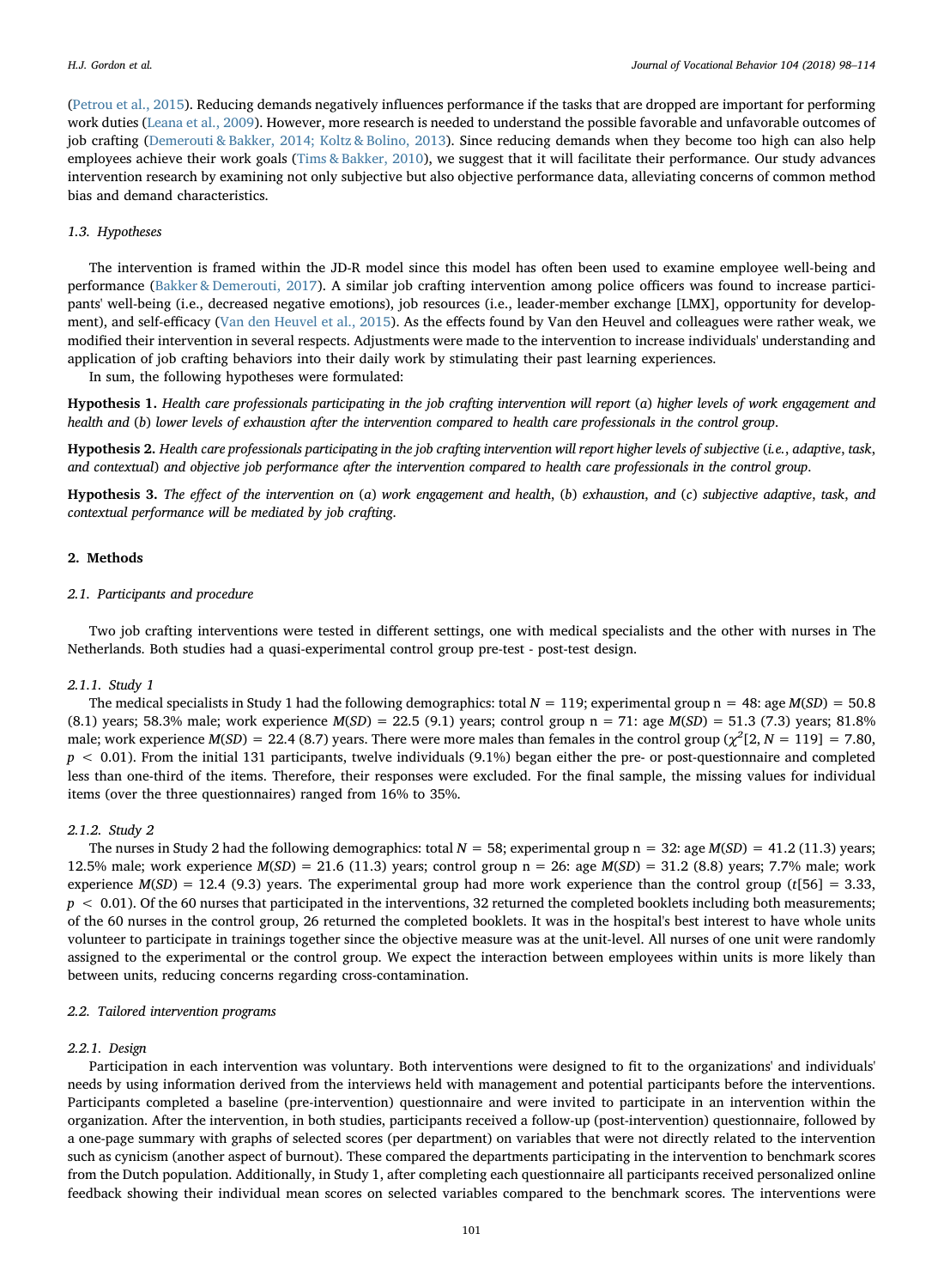(Petrou et al., 2015). Reducing demands negatively influences performance if the tasks that are dropped are important for performing work duties (Leana et al., 2009). However, more research is needed to understand the possible favorable and unfavorable outcomes of job crafting (Demerouti & Bakker, 2014; Koltz & Bolino, 2013). Since reducing demands when they become too high can also help employees achieve their work goals (Tims & Bakker, 2010), we suggest that it will facilitate their performance. Our study advances intervention research by examining not only subjective but also objective performance data, alleviating concerns of common method bias and demand characteristics.

### 1.3. Hypotheses

The intervention is framed within the JD-R model since this model has often been used to examine employee well-being and performance (Bakker & Demerouti, 2017). A similar job crafting intervention among police officers was found to increase participants' well-being (i.e., decreased negative emotions), job resources (i.e., leader-member exchange [LMX], opportunity for development), and self-efficacy (Van den Heuvel et al., 2015). As the effects found by Van den Heuvel and colleagues were rather weak, we modified their intervention in several respects. Adjustments were made to the intervention to increase individuals' understanding and application of job crafting behaviors into their daily work by stimulating their past learning experiences.

In sum, the following hypotheses were formulated:

**Hypothesis 1.** *Health care professionals participating in the job crafting intervention will report* (*a*) *higher levels of work engagement and health and* (*b*) *lower levels of exhaustion after the intervention compared to health care professionals in the control group*.

**Hypothesis 2.** *Health care professionals participating in the job crafting intervention will report higher levels of subjective* (*i.e.*, *adaptive*, *task*, *and contextual*) *and objective job performance after the intervention compared to health care professionals in the control group*.

**Hypothesis 3.** *The effect of the intervention on* (*a*) *work engagement and health*, (*b*) *exhaustion*, *and* (*c*) *subjective adaptive*, *task*, *and contextual performance will be mediated by job crafting*.

## 2. Methods

### 2.1. Participants and procedure

Two job crafting interventions were tested in different settings, one with medical specialists and the other with nurses in The Netherlands. Both studies had a quasi-experimental control group pre-test - post-test design.

#### 2.1.1. Study 1

The medical specialists in Study 1 had the following demographics: total $N = 119$; experimental group n = 48: age $M(SD) = 50.8$ (8.1) years; 58.3% male; work experience $M(SD) = 22.5$ (9.1) years; control group n = 71: age $M(SD) = 51.3$ (7.3) years; 81.8% male; work experience $M(SD) = 22.4$ (8.7) years. There were more males than females in the control group ($\chi^2[2, N = 119] = 7.80$, $p < 0.01$). From the initial 131 participants, twelve individuals (9.1%) began either the pre- or post-questionnaire and completed less than one-third of the items. Therefore, their responses were excluded. For the final sample, the missing values for individual items (over the three questionnaires) ranged from 16% to 35%.

#### 2.1.2. Study 2

The nurses in Study 2 had the following demographics: total $N = 58$; experimental group n = 32: age $M(SD) = 41.2$ (11.3) years; 12.5% male; work experience $M(SD) = 21.6$ (11.3) years; control group n = 26: age $M(SD) = 31.2$ (8.8) years; 7.7% male; work experience $M(SD) = 12.4$ (9.3) years. The experimental group had more work experience than the control group ($t[56] = 3.33$, $p < 0.01$). Of the 60 nurses that participated in the interventions, 32 returned the completed booklets including both measurements; of the 60 nurses in the control group, 26 returned the completed booklets. It was in the hospital's best interest to have whole units volunteer to participate in trainings together since the objective measure was at the unit-level. All nurses of one unit were randomly assigned to the experimental or the control group. We expect the interaction between employees within units is more likely than between units, reducing concerns regarding cross-contamination.

### 2.2. Tailored intervention programs

#### 2.2.1. Design

Participation in each intervention was voluntary. Both interventions were designed to fit to the organizations' and individuals' needs by using information derived from the interviews held with management and potential participants before the interventions. Participants completed a baseline (pre-intervention) questionnaire and were invited to participate in an intervention within the organization. After the intervention, in both studies, participants received a follow-up (post-intervention) questionnaire, followed by a one-page summary with graphs of selected scores (per department) on variables that were not directly related to the intervention such as cynicism (another aspect of burnout). These compared the departments participating in the intervention to benchmark scores from the Dutch population. Additionally, in Study 1, after completing each questionnaire all participants received personalized online feedback showing their individual mean scores on selected variables compared to the benchmark scores. The interventions were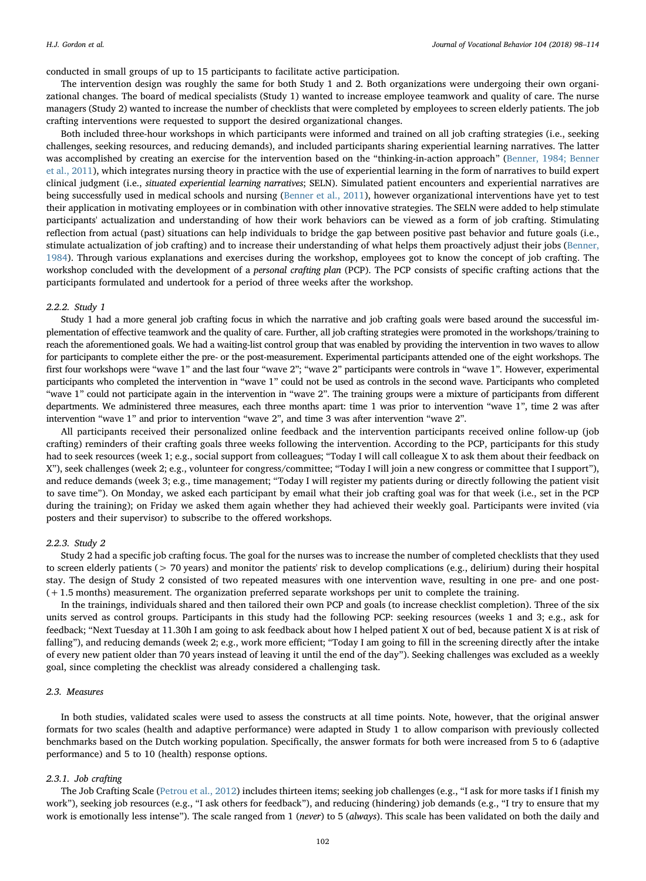conducted in small groups of up to 15 participants to facilitate active participation.

The intervention design was roughly the same for both Study 1 and 2. Both organizations were undergoing their own organizational changes. The board of medical specialists (Study 1) wanted to increase employee teamwork and quality of care. The nurse managers (Study 2) wanted to increase the number of checklists that were completed by employees to screen elderly patients. The job crafting interventions were requested to support the desired organizational changes.

Both included three-hour workshops in which participants were informed and trained on all job crafting strategies (i.e., seeking challenges, seeking resources, and reducing demands), and included participants sharing experiential learning narratives. The latter was accomplished by creating an exercise for the intervention based on the "thinking-in-action approach" (Benner, 1984; Benner et al., 2011), which integrates nursing theory in practice with the use of experiential learning in the form of narratives to build expert clinical judgment (i.e., *situated experiential learning narratives*; SELN). Simulated patient encounters and experiential narratives are being successfully used in medical schools and nursing (Benner et al., 2011), however organizational interventions have yet to test their application in motivating employees or in combination with other innovative strategies. The SELN were added to help stimulate participants' actualization and understanding of how their work behaviors can be viewed as a form of job crafting. Stimulating reflection from actual (past) situations can help individuals to bridge the gap between positive past behavior and future goals (i.e., stimulate actualization of job crafting) and to increase their understanding of what helps them proactively adjust their jobs (Benner, 1984). Through various explanations and exercises during the workshop, employees got to know the concept of job crafting. The workshop concluded with the development of a *personal crafting plan* (PCP). The PCP consists of specific crafting actions that the participants formulated and undertook for a period of three weeks after the workshop.

#### 2.2.2. Study 1

Study 1 had a more general job crafting focus in which the narrative and job crafting goals were based around the successful implementation of effective teamwork and the quality of care. Further, all job crafting strategies were promoted in the workshops/training to reach the aforementioned goals. We had a waiting-list control group that was enabled by providing the intervention in two waves to allow for participants to complete either the pre- or the post-measurement. Experimental participants attended one of the eight workshops. The first four workshops were "wave 1" and the last four "wave 2"; "wave 2" participants were controls in "wave 1". However, experimental participants who completed the intervention in "wave 1" could not be used as controls in the second wave. Participants who completed "wave 1" could not participate again in the intervention in "wave 2". The training groups were a mixture of participants from different departments. We administered three measures, each three months apart: time 1 was prior to intervention "wave 1", time 2 was after intervention "wave 1" and prior to intervention "wave 2", and time 3 was after intervention "wave 2".

All participants received their personalized online feedback and the intervention participants received online follow-up (job crafting) reminders of their crafting goals three weeks following the intervention. According to the PCP, participants for this study had to seek resources (week 1; e.g., social support from colleagues; "Today I will call colleague X to ask them about their feedback on X"), seek challenges (week 2; e.g., volunteer for congress/committee; "Today I will join a new congress or committee that I support"), and reduce demands (week 3; e.g., time management; "Today I will register my patients during or directly following the patient visit to save time"). On Monday, we asked each participant by email what their job crafting goal was for that week (i.e., set in the PCP during the training); on Friday we asked them again whether they had achieved their weekly goal. Participants were invited (via posters and their supervisor) to subscribe to the offered workshops.

#### 2.2.3. Study 2

Study 2 had a specific job crafting focus. The goal for the nurses was to increase the number of completed checklists that they used to screen elderly patients (> 70 years) and monitor the patients' risk to develop complications (e.g., delirium) during their hospital stay. The design of Study 2 consisted of two repeated measures with one intervention wave, resulting in one pre- and one post- (+ 1.5 months) measurement. The organization preferred separate workshops per unit to complete the training.

In the trainings, individuals shared and then tailored their own PCP and goals (to increase checklist completion). Three of the six units served as control groups. Participants in this study had the following PCP: seeking resources (weeks 1 and 3; e.g., ask for feedback; "Next Tuesday at 11.30h I am going to ask feedback about how I helped patient X out of bed, because patient X is at risk of falling"), and reducing demands (week 2; e.g., work more efficient; "Today I am going to fill in the screening directly after the intake of every new patient older than 70 years instead of leaving it until the end of the day"). Seeking challenges was excluded as a weekly goal, since completing the checklist was already considered a challenging task.

### 2.3. Measures

In both studies, validated scales were used to assess the constructs at all time points. Note, however, that the original answer formats for two scales (health and adaptive performance) were adapted in Study 1 to allow comparison with previously collected benchmarks based on the Dutch working population. Specifically, the answer formats for both were increased from 5 to 6 (adaptive performance) and 5 to 10 (health) response options.

#### 2.3.1. Job crafting

The Job Crafting Scale (Petrou et al., 2012) includes thirteen items; seeking job challenges (e.g., "I ask for more tasks if I finish my work"), seeking job resources (e.g., "I ask others for feedback"), and reducing (hindering) job demands (e.g., "I try to ensure that my work is emotionally less intense"). The scale ranged from 1 (*never*) to 5 (*always*). This scale has been validated on both the daily and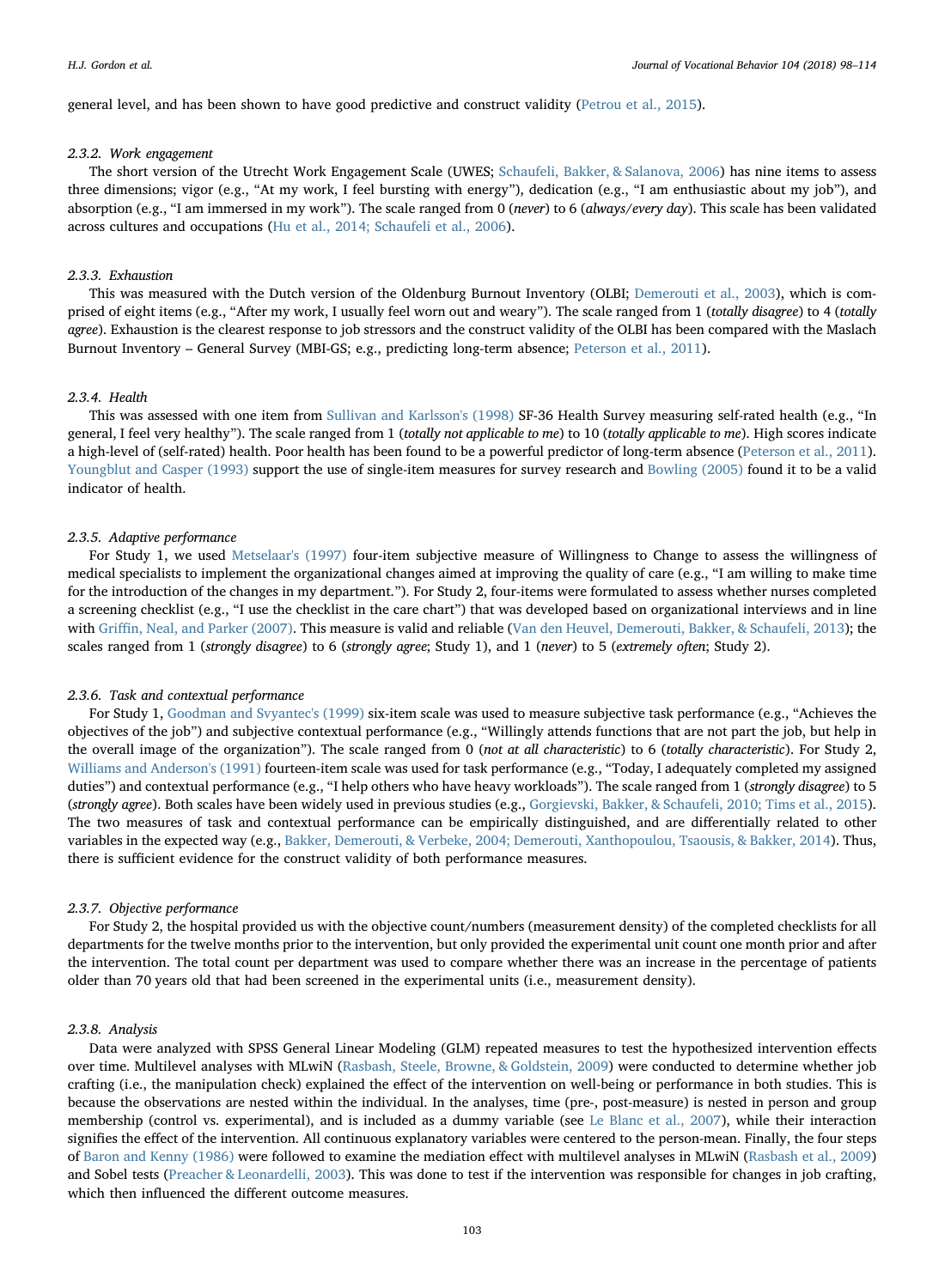general level, and has been shown to have good predictive and construct validity (Petrou et al., 2015).

#### 2.3.2. Work engagement

The short version of the Utrecht Work Engagement Scale (UWES; Schaufeli, Bakker, & Salanova, 2006) has nine items to assess three dimensions; vigor (e.g., "At my work, I feel bursting with energy"), dedication (e.g., "I am enthusiastic about my job"), and absorption (e.g., "I am immersed in my work"). The scale ranged from 0 (*never*) to 6 (*always/every day*). This scale has been validated across cultures and occupations (Hu et al., 2014; Schaufeli et al., 2006).

#### 2.3.3. Exhaustion

This was measured with the Dutch version of the Oldenburg Burnout Inventory (OLBI; Demerouti et al., 2003), which is comprised of eight items (e.g., "After my work, I usually feel worn out and weary"). The scale ranged from 1 (*totally disagree*) to 4 (*totally agree*). Exhaustion is the clearest response to job stressors and the construct validity of the OLBI has been compared with the Maslach Burnout Inventory – General Survey (MBI-GS; e.g., predicting long-term absence; Peterson et al., 2011).

#### 2.3.4. Health

This was assessed with one item from Sullivan and Karlsson's (1998) SF-36 Health Survey measuring self-rated health (e.g., "In general, I feel very healthy"). The scale ranged from 1 (*totally not applicable to me*) to 10 (*totally applicable to me*). High scores indicate a high-level of (self-rated) health. Poor health has been found to be a powerful predictor of long-term absence (Peterson et al., 2011). Youngblut and Casper (1993) support the use of single-item measures for survey research and Bowling (2005) found it to be a valid indicator of health.

#### 2.3.5. Adaptive performance

For Study 1, we used Metselaar's (1997) four-item subjective measure of Willingness to Change to assess the willingness of medical specialists to implement the organizational changes aimed at improving the quality of care (e.g., "I am willing to make time for the introduction of the changes in my department."). For Study 2, four-items were formulated to assess whether nurses completed a screening checklist (e.g., "I use the checklist in the care chart") that was developed based on organizational interviews and in line with Griffin, Neal, and Parker (2007). This measure is valid and reliable (Van den Heuvel, Demerouti, Bakker, & Schaufeli, 2013); the scales ranged from 1 (*strongly disagree*) to 6 (*strongly agree*; Study 1), and 1 (*never*) to 5 (*extremely often*; Study 2).

#### 2.3.6. Task and contextual performance

For Study 1, Goodman and Svyantec's (1999) six-item scale was used to measure subjective task performance (e.g., "Achieves the objectives of the job") and subjective contextual performance (e.g., "Willingly attends functions that are not part the job, but help in the overall image of the organization"). The scale ranged from 0 (*not at all characteristic*) to 6 (*totally characteristic*). For Study 2, Williams and Anderson's (1991) fourteen-item scale was used for task performance (e.g., "Today, I adequately completed my assigned duties") and contextual performance (e.g., "I help others who have heavy workloads"). The scale ranged from 1 (*strongly disagree*) to 5 (*strongly agree*). Both scales have been widely used in previous studies (e.g., Gorgievski, Bakker, & Schaufeli, 2010; Tims et al., 2015). The two measures of task and contextual performance can be empirically distinguished, and are differentially related to other variables in the expected way (e.g., Bakker, Demerouti, & Verbeke, 2004; Demerouti, Xanthopoulou, Tsaousis, & Bakker, 2014). Thus, there is sufficient evidence for the construct validity of both performance measures.

#### 2.3.7. Objective performance

For Study 2, the hospital provided us with the objective count/numbers (measurement density) of the completed checklists for all departments for the twelve months prior to the intervention, but only provided the experimental unit count one month prior and after the intervention. The total count per department was used to compare whether there was an increase in the percentage of patients older than 70 years old that had been screened in the experimental units (i.e., measurement density).

#### 2.3.8. Analysis

Data were analyzed with SPSS General Linear Modeling (GLM) repeated measures to test the hypothesized intervention effects over time. Multilevel analyses with MLwiN (Rasbash, Steele, Browne, & Goldstein, 2009) were conducted to determine whether job crafting (i.e., the manipulation check) explained the effect of the intervention on well-being or performance in both studies. This is because the observations are nested within the individual. In the analyses, time (pre-, post-measure) is nested in person and group membership (control vs. experimental), and is included as a dummy variable (see Le Blanc et al., 2007), while their interaction signifies the effect of the intervention. All continuous explanatory variables were centered to the person-mean. Finally, the four steps of Baron and Kenny (1986) were followed to examine the mediation effect with multilevel analyses in MLwiN (Rasbash et al., 2009) and Sobel tests (Preacher & Leonardelli, 2003). This was done to test if the intervention was responsible for changes in job crafting, which then influenced the different outcome measures.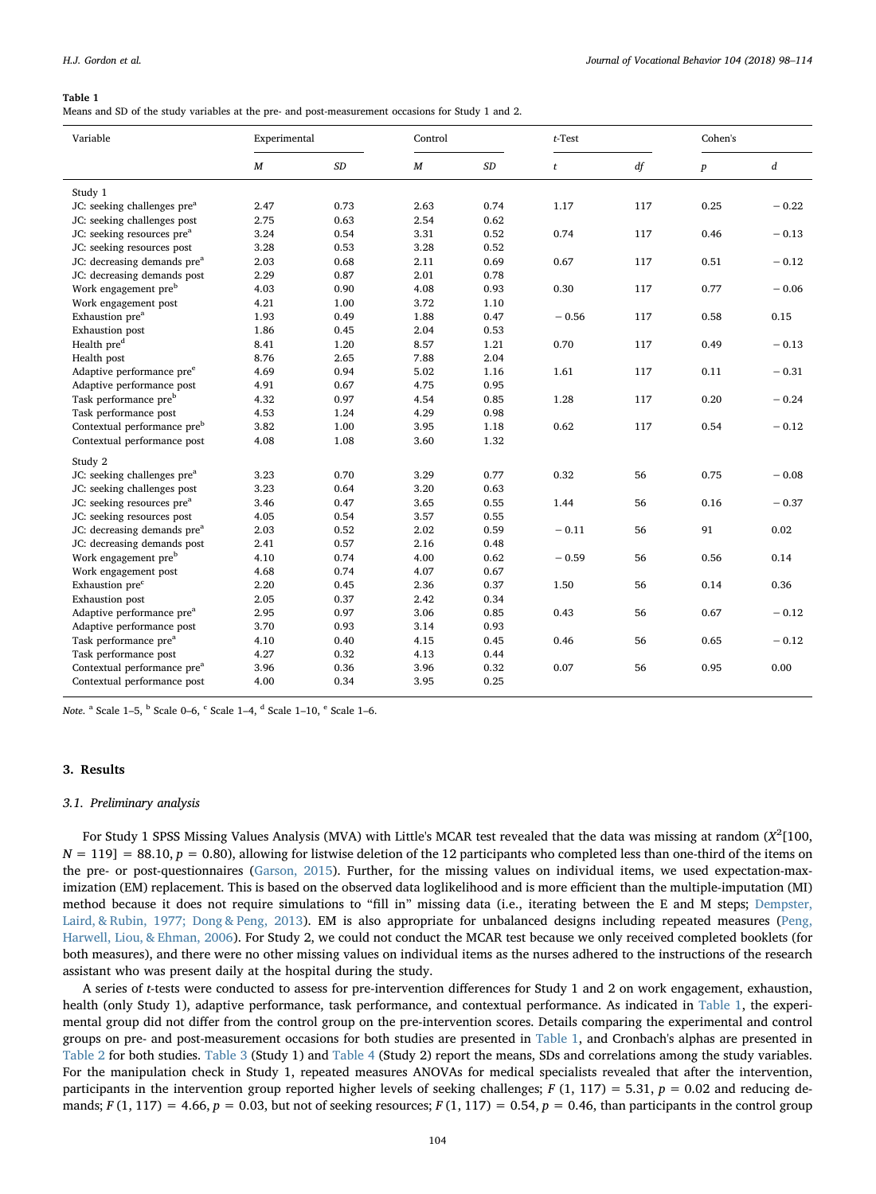**Table 1**
Means and SD of the study variables at the pre- and post-measurement occasions for Study 1 and 2.

| Variable | Experimental | | Control | | t-Test | | Cohen's | |
|---|---|---|---|---|---|---|---|---|
| | M | SD | M | SD | t | df | p | d |
| Study 1 | | | | | | | | |
| JC: seeking challenges pre[a] | 2.47 | 0.73 | 2.63 | 0.74 | 1.17 | 117 | 0.25 | − 0.22 |
| JC: seeking challenges post | 2.75 | 0.63 | 2.54 | 0.62 | | | | |
| JC: seeking resources pre[a] | 3.24 | 0.54 | 3.31 | 0.52 | 0.74 | 117 | 0.46 | − 0.13 |
| JC: seeking resources post | 3.28 | 0.53 | 3.28 | 0.52 | | | | |
| JC: decreasing demands pre[a] | 2.03 | 0.68 | 2.11 | 0.69 | 0.67 | 117 | 0.51 | − 0.12 |
| JC: decreasing demands post | 2.29 | 0.87 | 2.01 | 0.78 | | | | |
| Work engagement pre[b] | 4.03 | 0.90 | 4.08 | 0.93 | 0.30 | 117 | 0.77 | − 0.06 |
| Work engagement post | 4.21 | 1.00 | 3.72 | 1.10 | | | | |
| Exhaustion pre[a] | 1.93 | 0.49 | 1.88 | 0.47 | − 0.56 | 117 | 0.58 | 0.15 |
| Exhaustion post | 1.86 | 0.45 | 2.04 | 0.53 | | | | |
| Health pre[d] | 8.41 | 1.20 | 8.57 | 1.21 | 0.70 | 117 | 0.49 | − 0.13 |
| Health post | 8.76 | 2.65 | 7.88 | 2.04 | | | | |
| Adaptive performance pre[e] | 4.69 | 0.94 | 5.02 | 1.16 | 1.61 | 117 | 0.11 | − 0.31 |
| Adaptive performance post | 4.91 | 0.67 | 4.75 | 0.95 | | | | |
| Task performance pre[b] | 4.32 | 0.97 | 4.54 | 0.85 | 1.28 | 117 | 0.20 | − 0.24 |
| Task performance post | 4.53 | 1.24 | 4.29 | 0.98 | | | | |
| Contextual performance pre[b] | 3.82 | 1.00 | 3.95 | 1.18 | 0.62 | 117 | 0.54 | − 0.12 |
| Contextual performance post | 4.08 | 1.08 | 3.60 | 1.32 | | | | |
| Study 2 | | | | | | | | |
| JC: seeking challenges pre[a] | 3.23 | 0.70 | 3.29 | 0.77 | 0.32 | 56 | 0.75 | − 0.08 |
| JC: seeking challenges post | 3.23 | 0.64 | 3.20 | 0.63 | | | | |
| JC: seeking resources pre[a] | 3.46 | 0.47 | 3.65 | 0.55 | 1.44 | 56 | 0.16 | − 0.37 |
| JC: seeking resources post | 4.05 | 0.54 | 3.57 | 0.55 | | | | |
| JC: decreasing demands pre[a] | 2.03 | 0.52 | 2.02 | 0.59 | − 0.11 | 56 | 91 | 0.02 |
| JC: decreasing demands post | 2.41 | 0.57 | 2.16 | 0.48 | | | | |
| Work engagement pre[b] | 4.10 | 0.74 | 4.00 | 0.62 | − 0.59 | 56 | 0.56 | 0.14 |
| Work engagement post | 4.68 | 0.74 | 4.07 | 0.67 | | | | |
| Exhaustion pre[c] | 2.20 | 0.45 | 2.36 | 0.37 | 1.50 | 56 | 0.14 | 0.36 |
| Exhaustion post | 2.05 | 0.37 | 2.42 | 0.34 | | | | |
| Adaptive performance pre[a] | 2.95 | 0.97 | 3.06 | 0.85 | 0.43 | 56 | 0.67 | − 0.12 |
| Adaptive performance post | 3.70 | 0.93 | 3.14 | 0.93 | | | | |
| Task performance pre[a] | 4.10 | 0.40 | 4.15 | 0.45 | 0.46 | 56 | 0.65 | − 0.12 |
| Task performance post | 4.27 | 0.32 | 4.13 | 0.44 | | | | |
| Contextual performance pre[a] | 3.96 | 0.36 | 3.96 | 0.32 | 0.07 | 56 | 0.95 | 0.00 |
| Contextual performance post | 4.00 | 0.34 | 3.95 | 0.25 | | | | |

*Note.* [a] Scale 1–5, [b] Scale 0–6, [c] Scale 1–4, [d] Scale 1–10, [e] Scale 1–6.

## 3. Results

### 3.1. Preliminary analysis

For Study 1 SPSS Missing Values Analysis (MVA) with Little's MCAR test revealed that the data was missing at random ($X^2$[100, $N = 119$] = 88.10, $p = 0.80$), allowing for listwise deletion of the 12 participants who completed less than one-third of the items on the pre- or post-questionnaires (Garson, 2015). Further, for the missing values on individual items, we used expectation-maximization (EM) replacement. This is based on the observed data loglikelihood and is more efficient than the multiple-imputation (MI) method because it does not require simulations to "fill in" missing data (i.e., iterating between the E and M steps; Dempster, Laird, & Rubin, 1977; Dong & Peng, 2013). EM is also appropriate for unbalanced designs including repeated measures (Peng, Harwell, Liou, & Ehman, 2006). For Study 2, we could not conduct the MCAR test because we only received completed booklets (for both measures), and there were no other missing values on individual items as the nurses adhered to the instructions of the research assistant who was present daily at the hospital during the study.

A series of $t$-tests were conducted to assess for pre-intervention differences for Study 1 and 2 on work engagement, exhaustion, health (only Study 1), adaptive performance, task performance, and contextual performance. As indicated in Table 1, the experimental group did not differ from the control group on the pre-intervention scores. Details comparing the experimental and control groups on pre- and post-measurement occasions for both studies are presented in Table 1, and Cronbach's alphas are presented in Table 2 for both studies. Table 3 (Study 1) and Table 4 (Study 2) report the means, SDs and correlations among the study variables. For the manipulation check in Study 1, repeated measures ANOVAs for medical specialists revealed that after the intervention, participants in the intervention group reported higher levels of seeking challenges; $F$ (1, 117) = 5.31, $p = 0.02$ and reducing demands; $F$ (1, 117) = 4.66, $p = 0.03$, but not of seeking resources; $F$ (1, 117) = 0.54, $p = 0.46$, than participants in the control group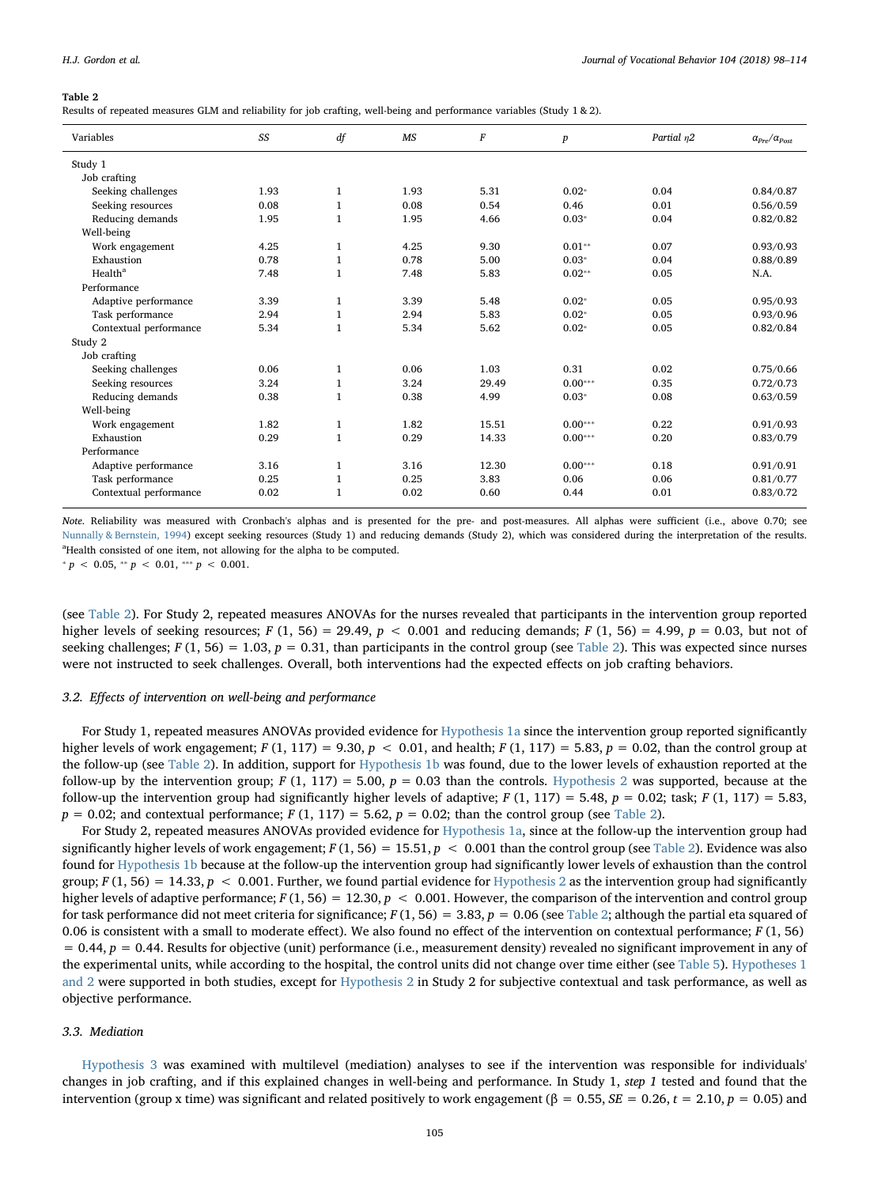**Table 2**
Results of repeated measures GLM and reliability for job crafting, well-being and performance variables (Study 1 & 2).

| Variables | *SS* | *df* | *MS* | *F* | *p* | Partial $\eta 2$ | $\alpha_{Pre}/\alpha_{Post}$ |
|---|---|---|---|---|---|---|---|
| Study 1 | | | | | | | |
| Job crafting | | | | | | | |
| Seeking challenges | 1.93 | 1 | 1.93 | 5.31 | 0.02* | 0.04 | 0.84/0.87 |
| Seeking resources | 0.08 | 1 | 0.08 | 0.54 | 0.46 | 0.01 | 0.56/0.59 |
| Reducing demands | 1.95 | 1 | 1.95 | 4.66 | 0.03* | 0.04 | 0.82/0.82 |
| Well-being | | | | | | | |
| Work engagement | 4.25 | 1 | 4.25 | 9.30 | 0.01** | 0.07 | 0.93/0.93 |
| Exhaustion | 0.78 | 1 | 0.78 | 5.00 | 0.03* | 0.04 | 0.88/0.89 |
| Health[a] | 7.48 | 1 | 7.48 | 5.83 | 0.02** | 0.05 | N.A. |
| Performance | | | | | | | |
| Adaptive performance | 3.39 | 1 | 3.39 | 5.48 | 0.02* | 0.05 | 0.95/0.93 |
| Task performance | 2.94 | 1 | 2.94 | 5.83 | 0.02* | 0.05 | 0.93/0.96 |
| Contextual performance | 5.34 | 1 | 5.34 | 5.62 | 0.02* | 0.05 | 0.82/0.84 |
| Study 2 | | | | | | | |
| Job crafting | | | | | | | |
| Seeking challenges | 0.06 | 1 | 0.06 | 1.03 | 0.31 | 0.02 | 0.75/0.66 |
| Seeking resources | 3.24 | 1 | 3.24 | 29.49 | 0.00*** | 0.35 | 0.72/0.73 |
| Reducing demands | 0.38 | 1 | 0.38 | 4.99 | 0.03* | 0.08 | 0.63/0.59 |
| Well-being | | | | | | | |
| Work engagement | 1.82 | 1 | 1.82 | 15.51 | 0.00*** | 0.22 | 0.91/0.93 |
| Exhaustion | 0.29 | 1 | 0.29 | 14.33 | 0.00*** | 0.20 | 0.83/0.79 |
| Performance | | | | | | | |
| Adaptive performance | 3.16 | 1 | 3.16 | 12.30 | 0.00*** | 0.18 | 0.91/0.91 |
| Task performance | 0.25 | 1 | 0.25 | 3.83 | 0.06 | 0.06 | 0.81/0.77 |
| Contextual performance | 0.02 | 1 | 0.02 | 0.60 | 0.44 | 0.01 | 0.83/0.72 |

*Note.* Reliability was measured with Cronbach's alphas and is presented for the pre- and post-measures. All alphas were sufficient (i.e., above 0.70; see Nunnally & Bernstein, 1994) except seeking resources (Study 1) and reducing demands (Study 2), which was considered during the interpretation of the results.
[a]Health consisted of one item, not allowing for the alpha to be computed.
* $p < 0.05$, ** $p < 0.01$, *** $p < 0.001$.

(see Table 2). For Study 2, repeated measures ANOVAs for the nurses revealed that participants in the intervention group reported higher levels of seeking resources; $F$ (1, 56) = 29.49, $p < 0.001$ and reducing demands; $F$ (1, 56) = 4.99, $p = 0.03$, but not of seeking challenges; $F$ (1, 56) = 1.03, $p = 0.31$, than participants in the control group (see Table 2). This was expected since nurses were not instructed to seek challenges. Overall, both interventions had the expected effects on job crafting behaviors.

### 3.2. Effects of intervention on well-being and performance

For Study 1, repeated measures ANOVAs provided evidence for Hypothesis 1a since the intervention group reported significantly higher levels of work engagement; $F$ (1, 117) = 9.30, $p < 0.01$, and health; $F$ (1, 117) = 5.83, $p = 0.02$, than the control group at the follow-up (see Table 2). In addition, support for Hypothesis 1b was found, due to the lower levels of exhaustion reported at the follow-up by the intervention group; $F$ (1, 117) = 5.00, $p = 0.03$ than the controls. Hypothesis 2 was supported, because at the follow-up the intervention group had significantly higher levels of adaptive; $F$ (1, 117) = 5.48, $p = 0.02$; task; $F$ (1, 117) = 5.83, $p = 0.02$; and contextual performance; $F$ (1, 117) = 5.62, $p = 0.02$; than the control group (see Table 2).

For Study 2, repeated measures ANOVAs provided evidence for Hypothesis 1a, since at the follow-up the intervention group had significantly higher levels of work engagement; $F$ (1, 56) = 15.51, $p < 0.001$ than the control group (see Table 2). Evidence was also found for Hypothesis 1b because at the follow-up the intervention group had significantly lower levels of exhaustion than the control group; $F$ (1, 56) = 14.33, $p < 0.001$. Further, we found partial evidence for Hypothesis 2 as the intervention group had significantly higher levels of adaptive performance; $F$ (1, 56) = 12.30, $p < 0.001$. However, the comparison of the intervention and control group for task performance did not meet criteria for significance; $F$ (1, 56) = 3.83, $p = 0.06$ (see Table 2; although the partial eta squared of 0.06 is consistent with a small to moderate effect). We also found no effect of the intervention on contextual performance; $F$ (1, 56) = 0.44, $p = 0.44$. Results for objective (unit) performance (i.e., measurement density) revealed no significant improvement in any of the experimental units, while according to the hospital, the control units did not change over time either (see Table 5). Hypotheses 1 and 2 were supported in both studies, except for Hypothesis 2 in Study 2 for subjective contextual and task performance, as well as objective performance.

### 3.3. Mediation

Hypothesis 3 was examined with multilevel (mediation) analyses to see if the intervention was responsible for individuals' changes in job crafting, and if this explained changes in well-being and performance. In Study 1, *step 1* tested and found that the intervention (group x time) was significant and related positively to work engagement (β = 0.55, $SE = 0.26$, $t = 2.10$, $p = 0.05$) and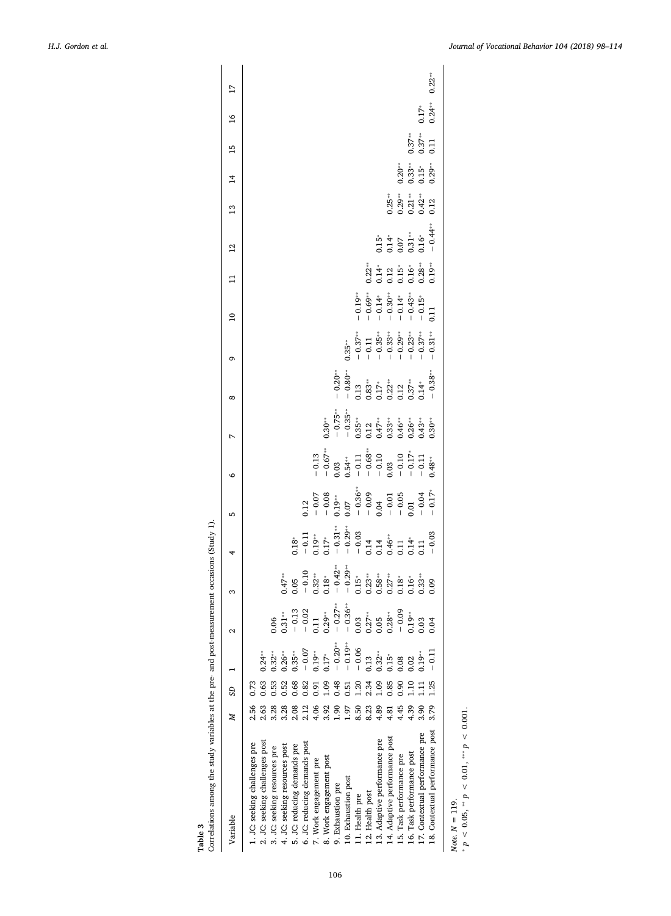**Table 3**
Correlations among the study variables at the pre- and post-measurement occasions (Study 1).

| Variable | *M* | *SD* | 1 | 2 | 3 | 4 | 5 | 6 | 7 | 8 | 9 | 10 | 11 | 12 | 13 | 14 | 15 | 16 | 17 |
|---|---|---|---|---|---|---|---|---|---|---|---|---|---|---|---|---|---|---|---|
| 1. JC: seeking challenges pre | 2.56 | 0.73 | | | | | | | | | | | | | | | | | |
| 2. JC: seeking challenges post | 2.63 | 0.63 | 0.24** | | | | | | | | | | | | | | | | |
| 3. JC: seeking resources pre | 3.28 | 0.53 | 0.32** | 0.06 | | | | | | | | | | | | | | | |
| 4. JC: seeking resources post | 3.28 | 0.52 | 0.26** | 0.31** | 0.47** | | | | | | | | | | | | | | |
| 5. JC: reducing demands pre | 2.08 | 0.68 | 0.35** | −0.13 | 0.05 | 0.18* | | | | | | | | | | | | | |
| 6. JC: reducing demands post | 2.12 | 0.82 | −0.07 | −0.02 | −0.10 | −0.11 | 0.12 | | | | | | | | | | | | |
| 7. Work engagement pre | 4.06 | 0.91 | 0.19** | 0.11 | 0.32** | 0.19** | −0.07 | −0.13 | | | | | | | | | | | |
| 8. Work engagement post | 3.92 | 1.09 | 0.17* | 0.29** | 0.18* | 0.17* | −0.08 | −0.67** | 0.30** | | | | | | | | | | |
| 9. Exhaustion pre | 1.90 | 0.48 | −0.20** | −0.27** | −0.42** | −0.31** | 0.19** | 0.03 | −0.75** | −0.20** | | | | | | | | | |
| 10. Exhaustion post | 1.97 | 0.51 | −0.19** | −0.36** | −0.29** | −0.29** | 0.07 | 0.54** | −0.35** | −0.80** | 0.35** | | | | | | | | |
| 11. Health pre | 8.50 | 1.20 | −0.06 | 0.03 | 0.15* | −0.03 | −0.36** | −0.11 | 0.35** | 0.13 | −0.37** | −0.19** | | | | | | | |
| 12. Health post | 8.23 | 2.34 | 0.13 | 0.27** | 0.23** | 0.14 | −0.09 | −0.68** | 0.12 | 0.83** | −0.11 | −0.69** | 0.22** | | | | | | |
| 13. Adaptive performance pre | 4.89 | 1.09 | 0.32** | 0.05 | 0.58** | 0.14 | 0.04 | −0.10 | 0.47** | 0.17* | −0.35** | −0.14* | 0.14* | 0.15* | | | | | |
| 14. Adaptive performance post | 4.81 | 0.85 | 0.15* | 0.28** | 0.27** | 0.46** | −0.01 | 0.03 | 0.33** | 0.22** | −0.33** | −0.30** | 0.12 | 0.14* | 0.25** | | | | |
| 15. Task performance pre | 4.45 | 0.90 | 0.08 | −0.09 | 0.18* | 0.11 | −0.05 | −0.10 | 0.46** | 0.12 | −0.29** | −0.14* | 0.15* | 0.07 | 0.29** | 0.20** | | | |
| 16. Task performance post | 4.39 | 1.10 | 0.02 | 0.19** | 0.16* | 0.14* | 0.01 | −0.17* | 0.26** | 0.37** | −0.23** | −0.43** | 0.16* | 0.31** | 0.21** | 0.33** | 0.37** | | |
| 17. Contextual performance pre | 3.90 | 1.11 | 0.19** | 0.03 | 0.33** | 0.11 | −0.04 | −0.11 | 0.43** | 0.14* | −0.37** | −0.15* | 0.28** | 0.16* | 0.42** | 0.15* | 0.37** | 0.17* | |
| 18. Contextual performance post | 3.79 | 1.25 | −0.11 | 0.04 | 0.09 | −0.03 | −0.17* | 0.48** | 0.30** | −0.38** | −0.31** | 0.11 | 0.19** | −0.44** | 0.12 | 0.29** | 0.11 | 0.24** | 0.22** |

*Note.* $N = 119$.
\* $p < 0.05$, ** $p < 0.01$, *** $p < 0.001$.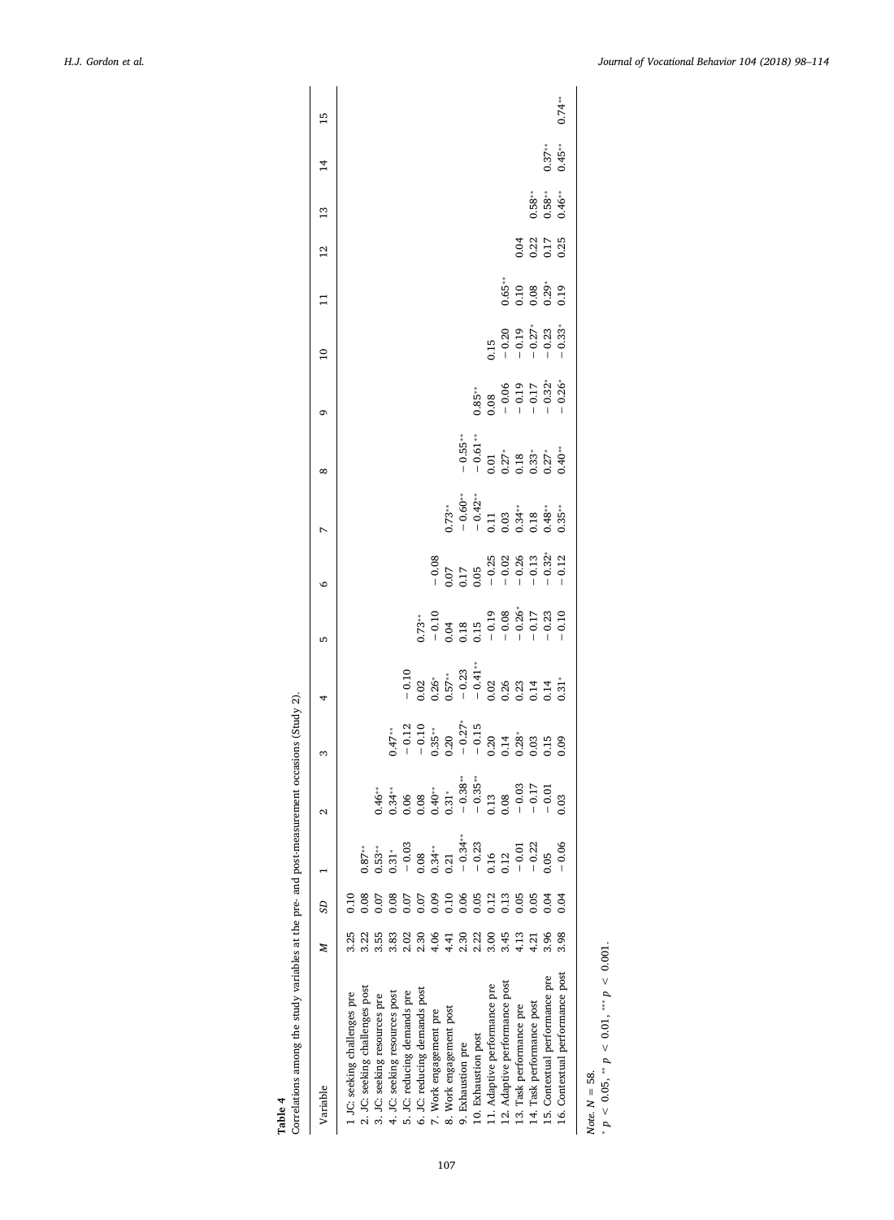**Table 4**
Correlations among the study variables at the pre- and post-measurement occasions (Study 2).

| Variable | *M* | *SD* | 1 | 2 | 3 | 4 | 5 | 6 | 7 | 8 | 9 | 10 | 11 | 12 | 13 | 14 | 15 |
|---|---|---|---|---|---|---|---|---|---|---|---|---|---|---|---|---|---|
| 1 JC: seeking challenges pre | 3.25 | 0.10 | | | | | | | | | | | | | | | |
| 2. JC: seeking challenges post | 3.22 | 0.08 | 0.87** | | | | | | | | | | | | | | |
| 3. JC: seeking resources pre | 3.55 | 0.07 | 0.53** | 0.46** | | | | | | | | | | | | | |
| 4. JC: seeking resources post | 3.83 | 0.08 | 0.31* | 0.34** | 0.47** | | | | | | | | | | | | |
| 5. JC: reducing demands pre | 2.02 | 0.07 | −0.03 | 0.06 | −0.12 | −0.10 | | | | | | | | | | | |
| 6. JC: reducing demands post | 2.30 | 0.09 | 0.08 | 0.08 | −0.10 | 0.02 | 0.73** | | | | | | | | | | |
| 7. Work engagement pre | 4.06 | 0.09 | 0.34** | 0.40** | 0.35** | 0.26* | −0.10 | −0.08 | | | | | | | | | |
| 8. Work engagement post | 4.41 | 0.10 | 0.21 | 0.31* | 0.20 | 0.57** | 0.04 | 0.07 | 0.73** | | | | | | | | |
| 9. Exhaustion pre | 2.30 | 0.06 | −0.34** | −0.38** | −0.27* | −0.23 | 0.18 | 0.17 | −0.60** | −0.55** | | | | | | | |
| 10. Exhaustion post | 2.22 | 0.05 | −0.23 | −0.35** | −0.15 | −0.41** | 0.15 | 0.05 | −0.42** | −0.61** | 0.85** | | | | | | |
| 11. Adaptive performance pre | 3.00 | 0.12 | 0.16 | 0.13 | 0.20 | 0.02 | −0.19 | −0.25 | 0.11 | 0.01 | 0.08 | 0.15 | | | | | |
| 12. Adaptive performance post | 3.45 | 0.13 | 0.12 | 0.08 | 0.14 | 0.26 | −0.08 | −0.02 | 0.03 | 0.27* | −0.06 | −0.20 | 0.65** | | | | |
| 13. Task performance pre | 4.13 | 0.05 | −0.01 | −0.03 | 0.28* | 0.23 | −0.26* | −0.26 | 0.34** | 0.18 | −0.19 | −0.19 | 0.10 | 0.04 | | | |
| 14. Task performance post | 4.21 | 0.05 | −0.22 | −0.17 | 0.03 | 0.14 | −0.17 | −0.13 | 0.18 | 0.33* | −0.17 | −0.27* | 0.08 | 0.22 | 0.58** | | |
| 15. Contextual performance pre | 3.96 | 0.04 | 0.05 | −0.01 | 0.15 | 0.14 | −0.23 | −0.32* | 0.48** | 0.27* | −0.32* | −0.23 | 0.29* | 0.17 | 0.58** | 0.37** | |
| 16. Contextual performance post | 3.98 | 0.04 | −0.06 | 0.03 | 0.09 | 0.31* | −0.10 | −0.12 | 0.35** | 0.40** | −0.26* | −0.33* | 0.19 | 0.25 | 0.46** | 0.45** | 0.74** |

*Note. N* = 58.
$^{*}$ $p < 0.05$, $^{**}$ $p < 0.01$, $^{***}$ $p < 0.001$.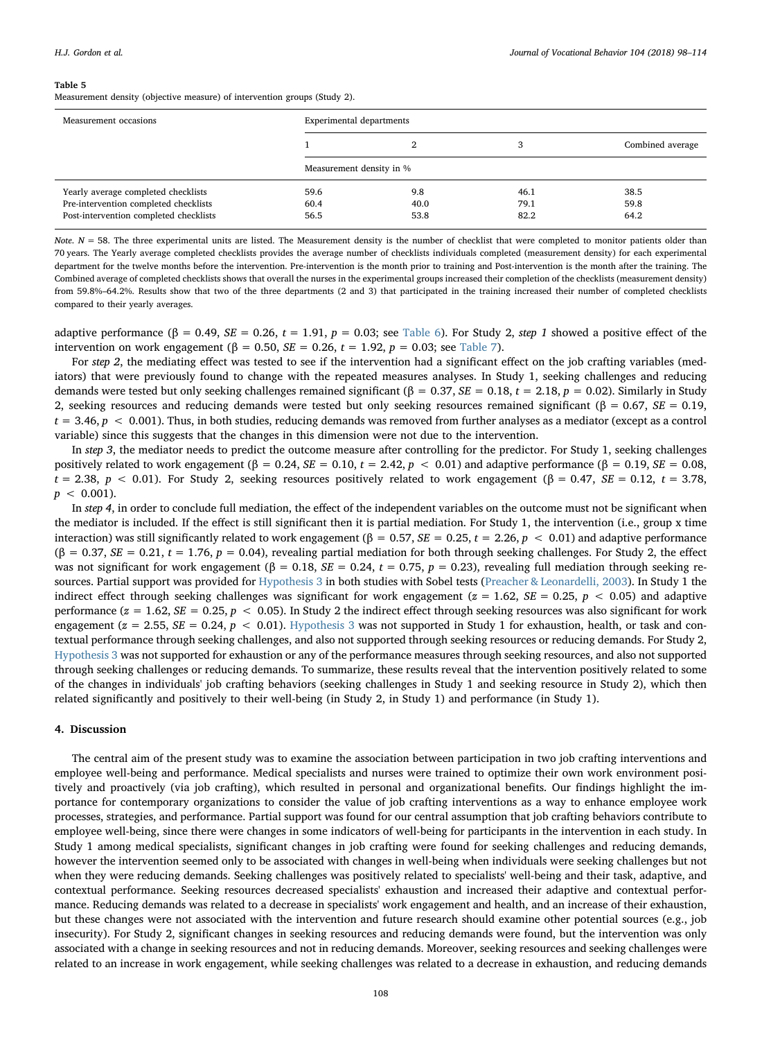**Table 5**
Measurement density (objective measure) of intervention groups (Study 2).

| Measurement occasions | Experimental departments | | | |
|---|---|---|---|---|
| | 1 | 2 | 3 | Combined average |
| | Measurement density in % | | | |
| Yearly average completed checklists | 59.6 | 9.8 | 46.1 | 38.5 |
| Pre-intervention completed checklists | 60.4 | 40.0 | 79.1 | 59.8 |
| Post-intervention completed checklists | 56.5 | 53.8 | 82.2 | 64.2 |

*Note.* $N = 58$. The three experimental units are listed. The Measurement density is the number of checklist that were completed to monitor patients older than 70 years. The Yearly average completed checklists provides the average number of checklists individuals completed (measurement density) for each experimental department for the twelve months before the intervention. Pre-intervention is the month prior to training and Post-intervention is the month after the training. The Combined average of completed checklists shows that overall the nurses in the experimental groups increased their completion of the checklists (measurement density) from 59.8%–64.2%. Results show that two of the three departments (2 and 3) that participated in the training increased their number of completed checklists compared to their yearly averages.

adaptive performance ($\beta = 0.49$, $SE = 0.26$, $t = 1.91$, $p = 0.03$; see Table 6). For Study 2, *step 1* showed a positive effect of the intervention on work engagement ($\beta = 0.50$, $SE = 0.26$, $t = 1.92$, $p = 0.03$; see Table 7).

For *step 2*, the mediating effect was tested to see if the intervention had a significant effect on the job crafting variables (mediators) that were previously found to change with the repeated measures analyses. In Study 1, seeking challenges and reducing demands were tested but only seeking challenges remained significant ($\beta = 0.37$, $SE = 0.18$, $t = 2.18$, $p = 0.02$). Similarly in Study 2, seeking resources and reducing demands were tested but only seeking resources remained significant ($\beta = 0.67$, $SE = 0.19$, $t = 3.46$, $p < 0.001$). Thus, in both studies, reducing demands was removed from further analyses as a mediator (except as a control variable) since this suggests that the changes in this dimension were not due to the intervention.

In *step 3*, the mediator needs to predict the outcome measure after controlling for the predictor. For Study 1, seeking challenges positively related to work engagement ($\beta = 0.24$, $SE = 0.10$, $t = 2.42$, $p < 0.01$) and adaptive performance ($\beta = 0.19$, $SE = 0.08$, $t = 2.38$, $p < 0.01$). For Study 2, seeking resources positively related to work engagement ($\beta = 0.47$, $SE = 0.12$, $t = 3.78$, $p < 0.001$).

In *step 4*, in order to conclude full mediation, the effect of the independent variables on the outcome must not be significant when the mediator is included. If the effect is still significant then it is partial mediation. For Study 1, the intervention (i.e., group x time interaction) was still significantly related to work engagement ($\beta = 0.57$, $SE = 0.25$, $t = 2.26$, $p < 0.01$) and adaptive performance ($\beta = 0.37$, $SE = 0.21$, $t = 1.76$, $p = 0.04$), revealing partial mediation for both through seeking challenges. For Study 2, the effect was not significant for work engagement ($\beta = 0.18$, $SE = 0.24$, $t = 0.75$, $p = 0.23$), revealing full mediation through seeking resources. Partial support was provided for Hypothesis 3 in both studies with Sobel tests (Preacher & Leonardelli, 2003). In Study 1 the indirect effect through seeking challenges was significant for work engagement ($z = 1.62$, $SE = 0.25$, $p < 0.05$) and adaptive performance ($z = 1.62$, $SE = 0.25$, $p < 0.05$). In Study 2 the indirect effect through seeking resources was also significant for work engagement ($z = 2.55$, $SE = 0.24$, $p < 0.01$). Hypothesis 3 was not supported in Study 1 for exhaustion, health, or task and contextual performance through seeking challenges, and also not supported through seeking resources or reducing demands. For Study 2, Hypothesis 3 was not supported for exhaustion or any of the performance measures through seeking resources, and also not supported through seeking challenges or reducing demands. To summarize, these results reveal that the intervention positively related to some of the changes in individuals' job crafting behaviors (seeking challenges in Study 1 and seeking resource in Study 2), which then related significantly and positively to their well-being (in Study 2, in Study 1) and performance (in Study 1).

## 4. Discussion

The central aim of the present study was to examine the association between participation in two job crafting interventions and employee well-being and performance. Medical specialists and nurses were trained to optimize their own work environment positively and proactively (via job crafting), which resulted in personal and organizational benefits. Our findings highlight the importance for contemporary organizations to consider the value of job crafting interventions as a way to enhance employee work processes, strategies, and performance. Partial support was found for our central assumption that job crafting behaviors contribute to employee well-being, since there were changes in some indicators of well-being for participants in the intervention in each study. In Study 1 among medical specialists, significant changes in job crafting were found for seeking challenges and reducing demands, however the intervention seemed only to be associated with changes in well-being when individuals were seeking challenges but not when they were reducing demands. Seeking challenges was positively related to specialists' well-being and their task, adaptive, and contextual performance. Seeking resources decreased specialists' exhaustion and increased their adaptive and contextual performance. Reducing demands was related to a decrease in specialists' work engagement and health, and an increase of their exhaustion, but these changes were not associated with the intervention and future research should examine other potential sources (e.g., job insecurity). For Study 2, significant changes in seeking resources and reducing demands were found, but the intervention was only associated with a change in seeking resources and not in reducing demands. Moreover, seeking resources and seeking challenges were related to an increase in work engagement, while seeking challenges was related to a decrease in exhaustion, and reducing demands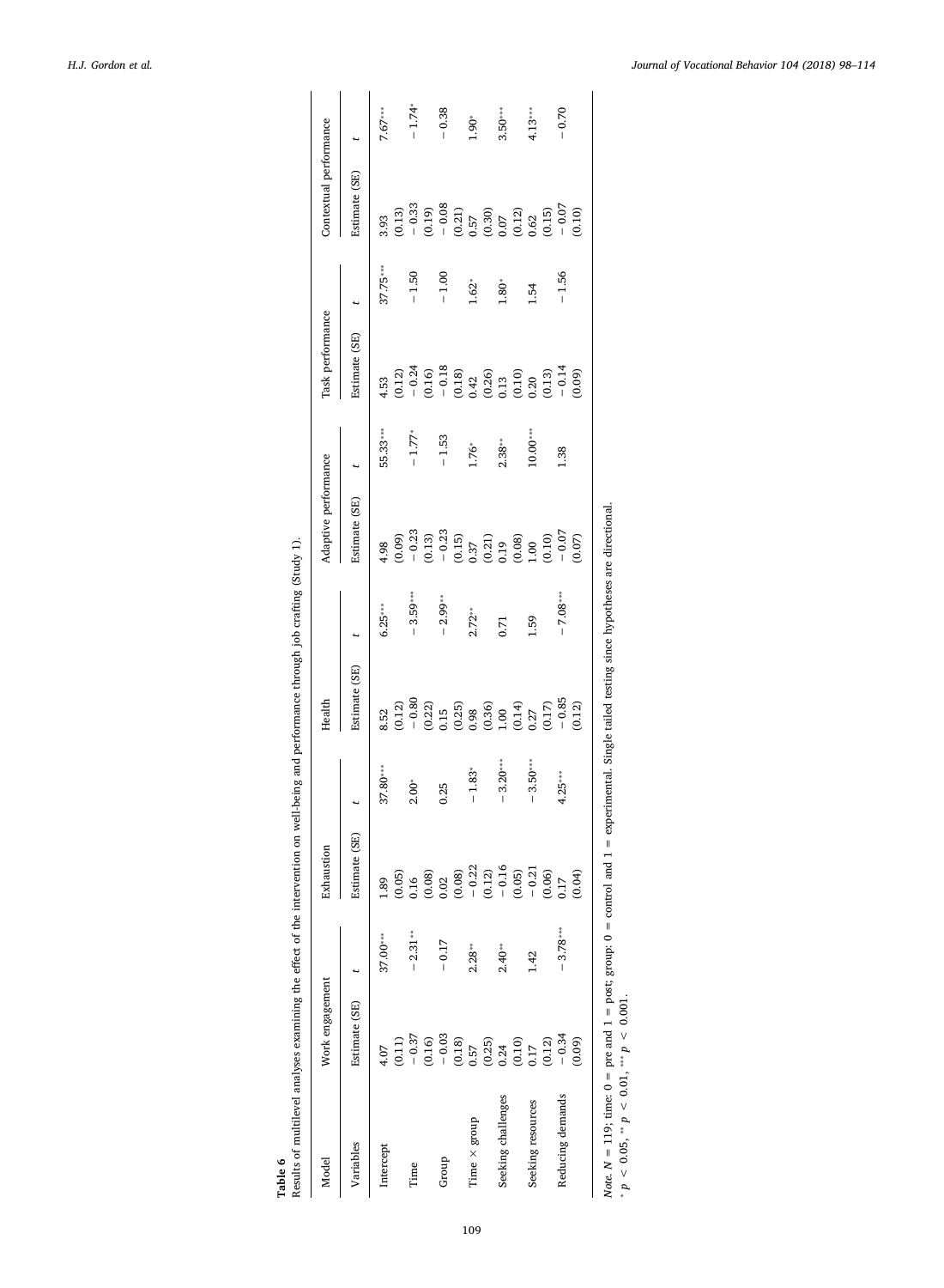**Table 6**

Results of multilevel analyses examining the effect of the intervention on well-being and performance through job crafting (Study 1).

| Model | Work engagement | | Exhaustion | | Health | | Adaptive performance | | Task performance | | Contextual performance | |
|---|---|---|---|---|---|---|---|---|---|---|---|---|
| Variables | Estimate (SE) | $t$ | Estimate (SE) | $t$ | Estimate (SE) | $t$ | Estimate (SE) | $t$ | Estimate (SE) | $t$ | Estimate (SE) | $t$ |
| Intercept | 4.07 (0.11) | 37.00*** | 1.89 (0.05) | 37.80*** | 8.52 (0.12) | 6.25*** | 4.98 (0.09) | 55.33*** | 4.53 (0.12) | 37.75*** | 3.93 (0.13) | 7.67*** |
| Time | −0.37 (0.16) | −2.31** | 0.16 (0.08) | 2.00* | −0.80 (0.22) | −3.59*** | −0.23 (0.13) | −1.77* | −0.24 (0.16) | −1.50 | −0.33 (0.19) | −1.74* |
| Group | −0.03 (0.18) | −0.17 | 0.02 (0.08) | 0.25 | 0.15 (0.25) | −2.99** | −0.23 (0.15) | −1.53 | −0.18 (0.18) | −1.00 | −0.08 (0.21) | −0.38 |
| Time × group | 0.57 (0.25) | 2.28** | −0.22 (0.12) | −1.83* | 0.98 (0.36) | 2.72** | 0.37 (0.21) | 1.76* | 0.42 (0.26) | 1.62* | 0.57 (0.30) | 1.90* |
| Seeking challenges | 0.24 (0.10) | 2.40** | −0.16 (0.05) | −3.20*** | 1.00 (0.14) | 0.71 | 0.19 (0.08) | 2.38** | 0.13 (0.10) | 1.80* | 0.07 (0.12) | 3.50*** |
| Seeking resources | 0.17 (0.12) | 1.42 | −0.21 (0.06) | −3.50*** | 0.27 (0.17) | 1.59 | 1.00 (0.10) | 10.00*** | 0.20 (0.13) | 1.54 | 0.62 (0.15) | 4.13*** |
| Reducing demands | −0.34 (0.09) | −3.78*** | 0.17 (0.04) | 4.25*** | −0.85 (0.12) | −7.08*** | −0.07 (0.07) | 1.38 | −0.14 (0.09) | −1.56 | −0.07 (0.10) | −0.70 |

*Note.* $N = 119$; time: 0 = pre and 1 = post; group: 0 = control and 1 = experimental. Single tailed testing since hypotheses are directional.

* $p < 0.05$, ** $p < 0.01$, *** $p < 0.001$.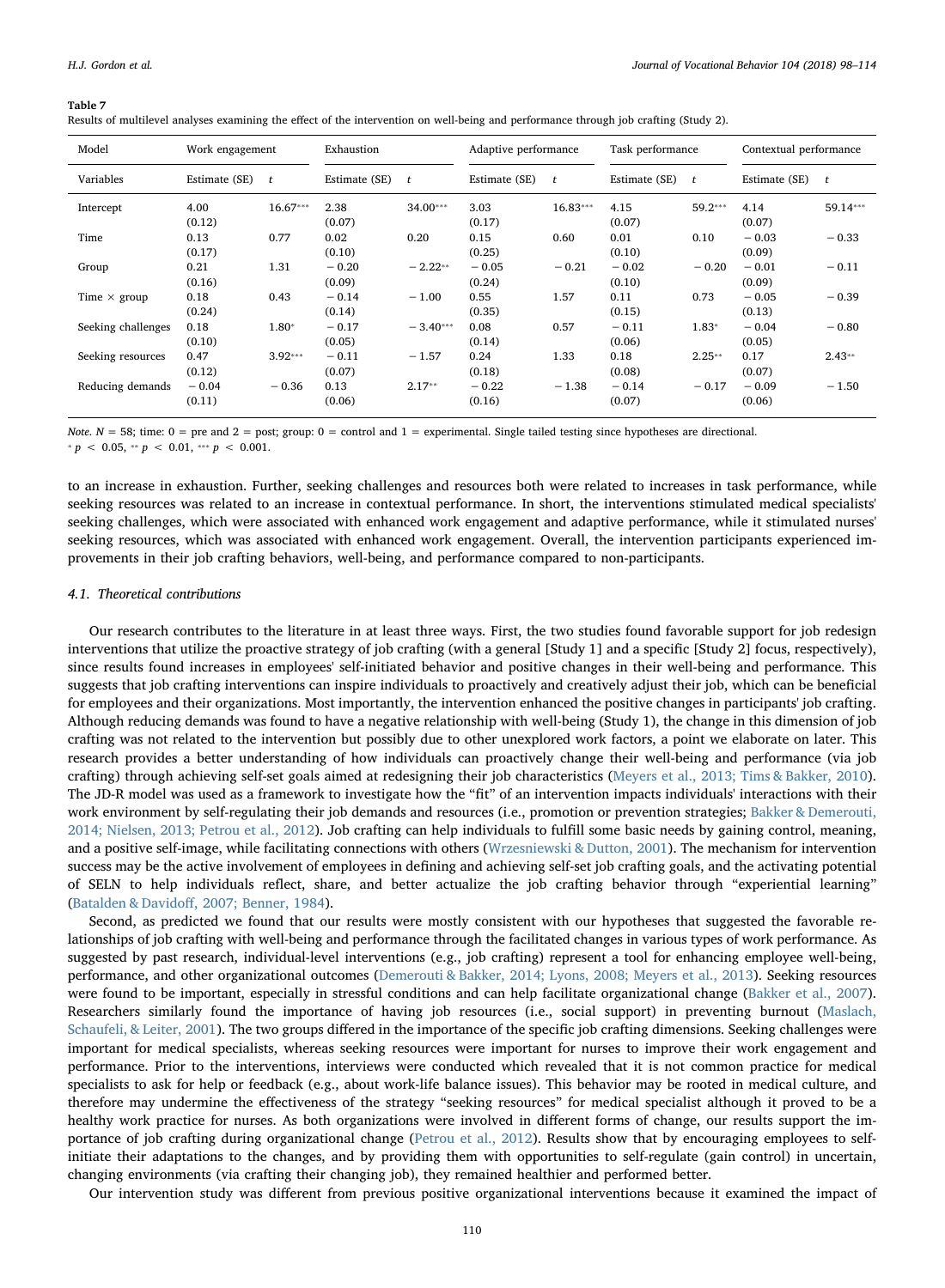**Table 7**

Results of multilevel analyses examining the effect of the intervention on well-being and performance through job crafting (Study 2).

| Model | Work engagement | | Exhaustion | | Adaptive performance | | Task performance | | Contextual performance | |
|---|---|---|---|---|---|---|---|---|---|---|
| Variables | Estimate (SE) | *t* | Estimate (SE) | *t* | Estimate (SE) | *t* | Estimate (SE) | *t* | Estimate (SE) | *t* |
| Intercept | 4.00 (0.12) | 16.67*** | 2.38 (0.07) | 34.00*** | 3.03 (0.17) | 16.83*** | 4.15 (0.07) | 59.2*** | 4.14 (0.07) | 59.14*** |
| Time | 0.13 (0.17) | 0.77 | 0.02 (0.10) | 0.20 | 0.15 (0.25) | 0.60 | 0.01 (0.10) | 0.10 | − 0.03 (0.09) | − 0.33 |
| Group | 0.21 (0.16) | 1.31 | − 0.20 (0.09) | − 2.22** | − 0.05 (0.24) | − 0.21 | − 0.02 (0.10) | − 0.20 | − 0.01 (0.09) | − 0.11 |
| Time × group | 0.18 (0.24) | 0.43 | − 0.14 (0.14) | − 1.00 | 0.55 (0.35) | 1.57 | 0.11 (0.15) | 0.73 | − 0.05 (0.13) | − 0.39 |
| Seeking challenges | 0.18 (0.10) | 1.80* | − 0.17 (0.05) | − 3.40*** | 0.08 (0.14) | 0.57 | − 0.11 (0.06) | 1.83* | − 0.04 (0.05) | − 0.80 |
| Seeking resources | 0.47 (0.12) | 3.92*** | − 0.11 (0.07) | − 1.57 | 0.24 (0.18) | 1.33 | 0.18 (0.08) | 2.25** | 0.17 (0.07) | 2.43** |
| Reducing demands | − 0.04 (0.11) | − 0.36 | 0.13 (0.06) | 2.17** | − 0.22 (0.16) | − 1.38 | − 0.14 (0.07) | − 0.17 | − 0.09 (0.06) | − 1.50 |

*Note.* $N = 58$; time: 0 = pre and 2 = post; group: 0 = control and 1 = experimental. Single tailed testing since hypotheses are directional.
* $p < 0.05$, ** $p < 0.01$, *** $p < 0.001$.

to an increase in exhaustion. Further, seeking challenges and resources both were related to increases in task performance, while seeking resources was related to an increase in contextual performance. In short, the interventions stimulated medical specialists' seeking challenges, which were associated with enhanced work engagement and adaptive performance, while it stimulated nurses' seeking resources, which was associated with enhanced work engagement. Overall, the intervention participants experienced improvements in their job crafting behaviors, well-being, and performance compared to non-participants.

### 4.1. Theoretical contributions

Our research contributes to the literature in at least three ways. First, the two studies found favorable support for job redesign interventions that utilize the proactive strategy of job crafting (with a general [Study 1] and a specific [Study 2] focus, respectively), since results found increases in employees' self-initiated behavior and positive changes in their well-being and performance. This suggests that job crafting interventions can inspire individuals to proactively and creatively adjust their job, which can be beneficial for employees and their organizations. Most importantly, the intervention enhanced the positive changes in participants' job crafting. Although reducing demands was found to have a negative relationship with well-being (Study 1), the change in this dimension of job crafting was not related to the intervention but possibly due to other unexplored work factors, a point we elaborate on later. This research provides a better understanding of how individuals can proactively change their well-being and performance (via job crafting) through achieving self-set goals aimed at redesigning their job characteristics (Meyers et al., 2013; Tims & Bakker, 2010). The JD-R model was used as a framework to investigate how the "fit" of an intervention impacts individuals' interactions with their work environment by self-regulating their job demands and resources (i.e., promotion or prevention strategies; Bakker & Demerouti, 2014; Nielsen, 2013; Petrou et al., 2012). Job crafting can help individuals to fulfill some basic needs by gaining control, meaning, and a positive self-image, while facilitating connections with others (Wrzesniewski & Dutton, 2001). The mechanism for intervention success may be the active involvement of employees in defining and achieving self-set job crafting goals, and the activating potential of SELN to help individuals reflect, share, and better actualize the job crafting behavior through "experiential learning" (Batalden & Davidoff, 2007; Benner, 1984).

Second, as predicted we found that our results were mostly consistent with our hypotheses that suggested the favorable relationships of job crafting with well-being and performance through the facilitated changes in various types of work performance. As suggested by past research, individual-level interventions (e.g., job crafting) represent a tool for enhancing employee well-being, performance, and other organizational outcomes (Demerouti & Bakker, 2014; Lyons, 2008; Meyers et al., 2013). Seeking resources were found to be important, especially in stressful conditions and can help facilitate organizational change (Bakker et al., 2007). Researchers similarly found the importance of having job resources (i.e., social support) in preventing burnout (Maslach, Schaufeli, & Leiter, 2001). The two groups differed in the importance of the specific job crafting dimensions. Seeking challenges were important for medical specialists, whereas seeking resources were important for nurses to improve their work engagement and performance. Prior to the interventions, interviews were conducted which revealed that it is not common practice for medical specialists to ask for help or feedback (e.g., about work-life balance issues). This behavior may be rooted in medical culture, and therefore may undermine the effectiveness of the strategy "seeking resources" for medical specialist although it proved to be a healthy work practice for nurses. As both organizations were involved in different forms of change, our results support the importance of job crafting during organizational change (Petrou et al., 2012). Results show that by encouraging employees to self-initiate their adaptations to the changes, and by providing them with opportunities to self-regulate (gain control) in uncertain, changing environments (via crafting their changing job), they remained healthier and performed better.

Our intervention study was different from previous positive organizational interventions because it examined the impact of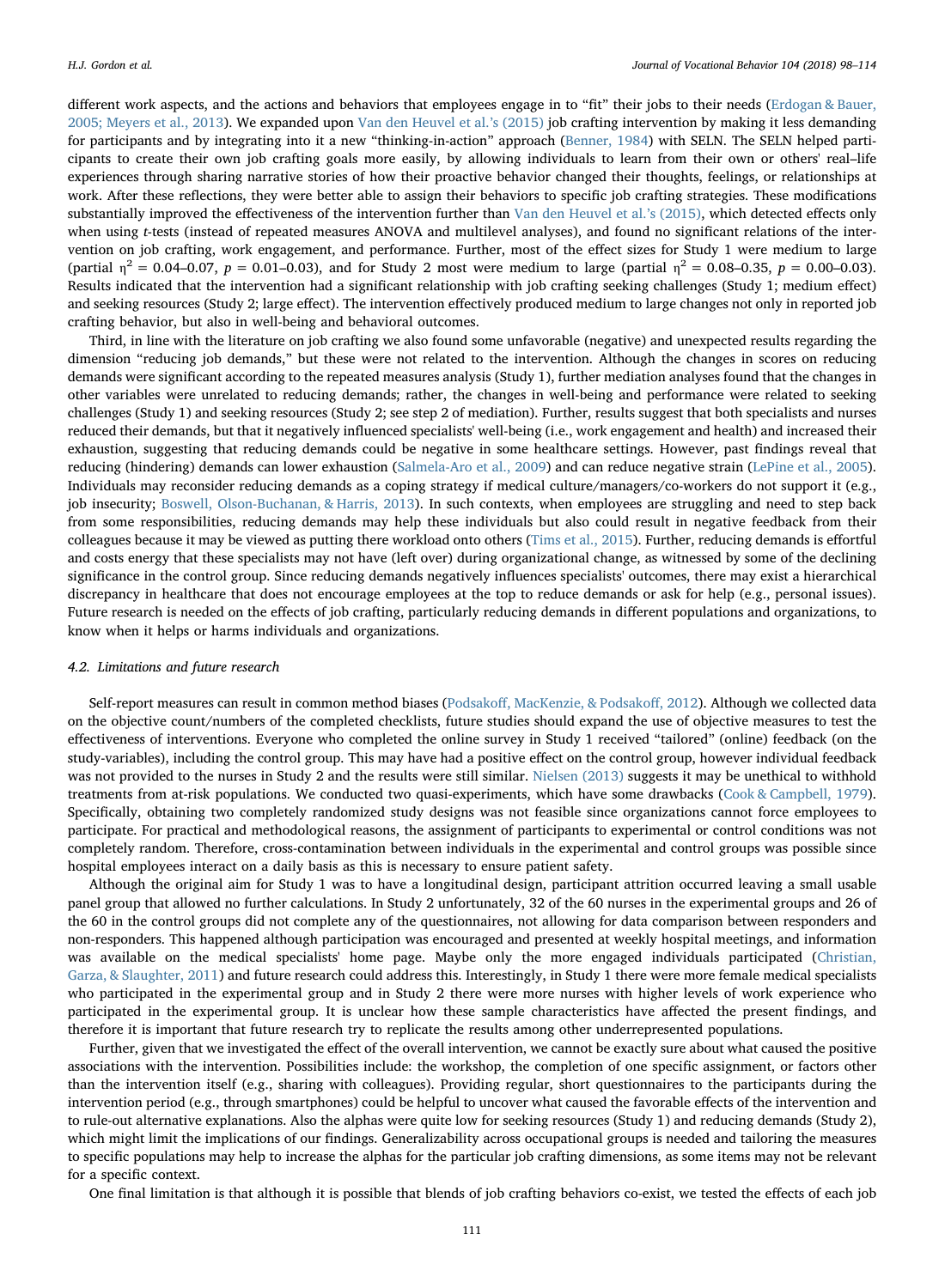different work aspects, and the actions and behaviors that employees engage in to "fit" their jobs to their needs (Erdogan & Bauer, 2005; Meyers et al., 2013). We expanded upon Van den Heuvel et al.'s (2015) job crafting intervention by making it less demanding for participants and by integrating into it a new "thinking-in-action" approach (Benner, 1984) with SELN. The SELN helped participants to create their own job crafting goals more easily, by allowing individuals to learn from their own or others' real–life experiences through sharing narrative stories of how their proactive behavior changed their thoughts, feelings, or relationships at work. After these reflections, they were better able to assign their behaviors to specific job crafting strategies. These modifications substantially improved the effectiveness of the intervention further than Van den Heuvel et al.'s (2015), which detected effects only when using *t*-tests (instead of repeated measures ANOVA and multilevel analyses), and found no significant relations of the intervention on job crafting, work engagement, and performance. Further, most of the effect sizes for Study 1 were medium to large (partial $\eta^2 = 0.04–0.07$, $p = 0.01–0.03$), and for Study 2 most were medium to large (partial $\eta^2 = 0.08–0.35$, $p = 0.00–0.03$). Results indicated that the intervention had a significant relationship with job crafting seeking challenges (Study 1; medium effect) and seeking resources (Study 2; large effect). The intervention effectively produced medium to large changes not only in reported job crafting behavior, but also in well-being and behavioral outcomes.

Third, in line with the literature on job crafting we also found some unfavorable (negative) and unexpected results regarding the dimension "reducing job demands," but these were not related to the intervention. Although the changes in scores on reducing demands were significant according to the repeated measures analysis (Study 1), further mediation analyses found that the changes in other variables were unrelated to reducing demands; rather, the changes in well-being and performance were related to seeking challenges (Study 1) and seeking resources (Study 2; see step 2 of mediation). Further, results suggest that both specialists and nurses reduced their demands, but that it negatively influenced specialists' well-being (i.e., work engagement and health) and increased their exhaustion, suggesting that reducing demands could be negative in some healthcare settings. However, past findings reveal that reducing (hindering) demands can lower exhaustion (Salmela-Aro et al., 2009) and can reduce negative strain (LePine et al., 2005). Individuals may reconsider reducing demands as a coping strategy if medical culture/managers/co-workers do not support it (e.g., job insecurity; Boswell, Olson-Buchanan, & Harris, 2013). In such contexts, when employees are struggling and need to step back from some responsibilities, reducing demands may help these individuals but also could result in negative feedback from their colleagues because it may be viewed as putting there workload onto others (Tims et al., 2015). Further, reducing demands is effortful and costs energy that these specialists may not have (left over) during organizational change, as witnessed by some of the declining significance in the control group. Since reducing demands negatively influences specialists' outcomes, there may exist a hierarchical discrepancy in healthcare that does not encourage employees at the top to reduce demands or ask for help (e.g., personal issues). Future research is needed on the effects of job crafting, particularly reducing demands in different populations and organizations, to know when it helps or harms individuals and organizations.

### 4.2. Limitations and future research

Self-report measures can result in common method biases (Podsakoff, MacKenzie, & Podsakoff, 2012). Although we collected data on the objective count/numbers of the completed checklists, future studies should expand the use of objective measures to test the effectiveness of interventions. Everyone who completed the online survey in Study 1 received "tailored" (online) feedback (on the study-variables), including the control group. This may have had a positive effect on the control group, however individual feedback was not provided to the nurses in Study 2 and the results were still similar. Nielsen (2013) suggests it may be unethical to withhold treatments from at-risk populations. We conducted two quasi-experiments, which have some drawbacks (Cook & Campbell, 1979). Specifically, obtaining two completely randomized study designs was not feasible since organizations cannot force employees to participate. For practical and methodological reasons, the assignment of participants to experimental or control conditions was not completely random. Therefore, cross-contamination between individuals in the experimental and control groups was possible since hospital employees interact on a daily basis as this is necessary to ensure patient safety.

Although the original aim for Study 1 was to have a longitudinal design, participant attrition occurred leaving a small usable panel group that allowed no further calculations. In Study 2 unfortunately, 32 of the 60 nurses in the experimental groups and 26 of the 60 in the control groups did not complete any of the questionnaires, not allowing for data comparison between responders and non-responders. This happened although participation was encouraged and presented at weekly hospital meetings, and information was available on the medical specialists' home page. Maybe only the more engaged individuals participated (Christian, Garza, & Slaughter, 2011) and future research could address this. Interestingly, in Study 1 there were more female medical specialists who participated in the experimental group and in Study 2 there were more nurses with higher levels of work experience who participated in the experimental group. It is unclear how these sample characteristics have affected the present findings, and therefore it is important that future research try to replicate the results among other underrepresented populations.

Further, given that we investigated the effect of the overall intervention, we cannot be exactly sure about what caused the positive associations with the intervention. Possibilities include: the workshop, the completion of one specific assignment, or factors other than the intervention itself (e.g., sharing with colleagues). Providing regular, short questionnaires to the participants during the intervention period (e.g., through smartphones) could be helpful to uncover what caused the favorable effects of the intervention and to rule-out alternative explanations. Also the alphas were quite low for seeking resources (Study 1) and reducing demands (Study 2), which might limit the implications of our findings. Generalizability across occupational groups is needed and tailoring the measures to specific populations may help to increase the alphas for the particular job crafting dimensions, as some items may not be relevant for a specific context.

One final limitation is that although it is possible that blends of job crafting behaviors co-exist, we tested the effects of each job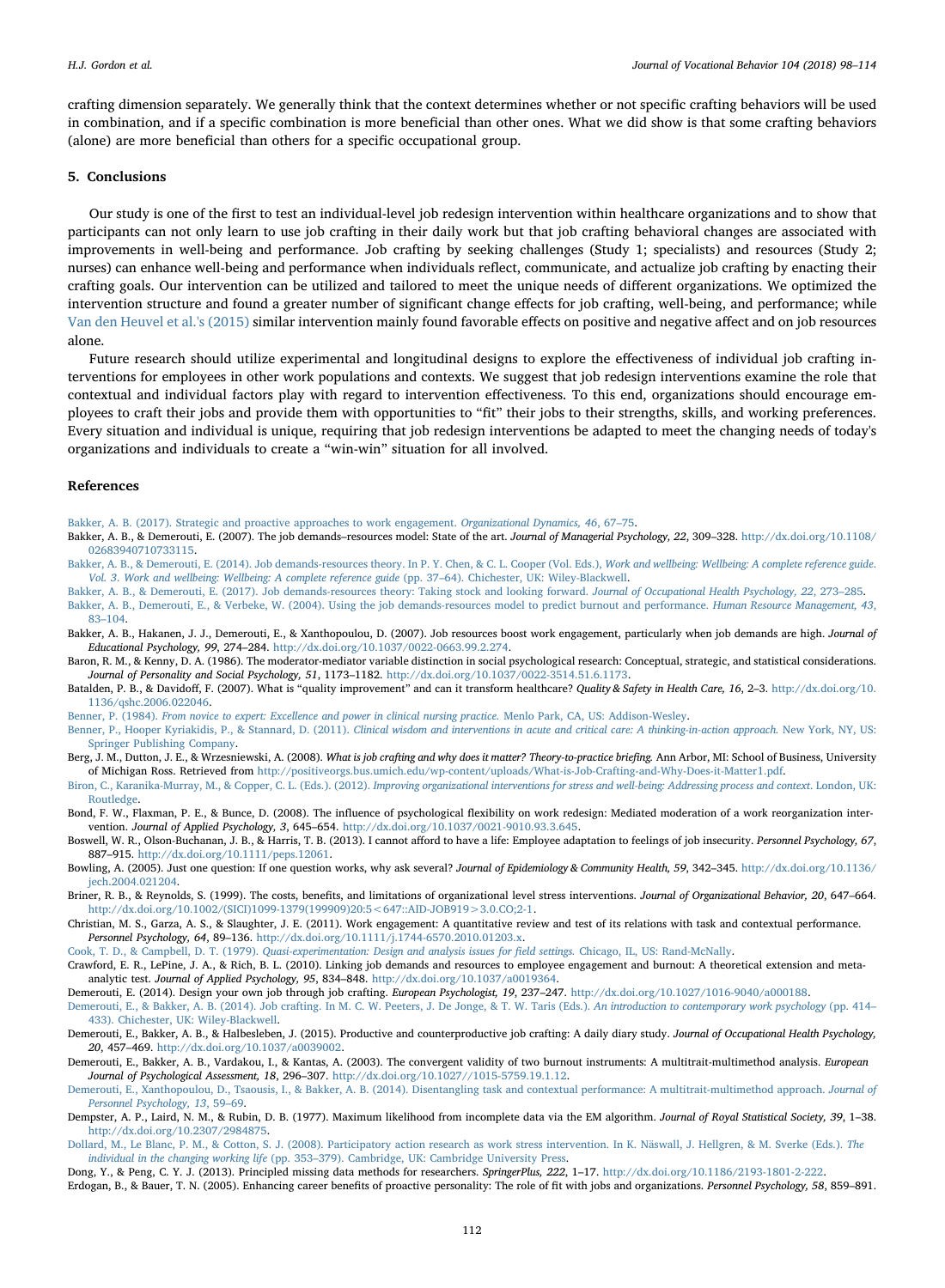crafting dimension separately. We generally think that the context determines whether or not specific crafting behaviors will be used in combination, and if a specific combination is more beneficial than other ones. What we did show is that some crafting behaviors (alone) are more beneficial than others for a specific occupational group.

## 5. Conclusions

Our study is one of the first to test an individual-level job redesign intervention within healthcare organizations and to show that participants can not only learn to use job crafting in their daily work but that job crafting behavioral changes are associated with improvements in well-being and performance. Job crafting by seeking challenges (Study 1; specialists) and resources (Study 2; nurses) can enhance well-being and performance when individuals reflect, communicate, and actualize job crafting by enacting their crafting goals. Our intervention can be utilized and tailored to meet the unique needs of different organizations. We optimized the intervention structure and found a greater number of significant change effects for job crafting, well-being, and performance; while Van den Heuvel et al.'s (2015) similar intervention mainly found favorable effects on positive and negative affect and on job resources alone.

Future research should utilize experimental and longitudinal designs to explore the effectiveness of individual job crafting interventions for employees in other work populations and contexts. We suggest that job redesign interventions examine the role that contextual and individual factors play with regard to intervention effectiveness. To this end, organizations should encourage employees to craft their jobs and provide them with opportunities to "fit" their jobs to their strengths, skills, and working preferences. Every situation and individual is unique, requiring that job redesign interventions be adapted to meet the changing needs of today's organizations and individuals to create a "win-win" situation for all involved.

## References

Bakker, A. B. (2017). Strategic and proactive approaches to work engagement. *Organizational Dynamics, 46*, 67–75.

Bakker, A. B., & Demerouti, E. (2007). The job demands–resources model: State of the art. *Journal of Managerial Psychology, 22*, 309–328. http://dx.doi.org/10.1108/02683940710733115.

Bakker, A. B., & Demerouti, E. (2014). Job demands-resources theory. In P. Y. Chen, & C. L. Cooper (Vol. Eds.), *Work and wellbeing: Wellbeing: A complete reference guide. Vol. 3. Work and wellbeing: Wellbeing: A complete reference guide* (pp. 37–64). Chichester, UK: Wiley-Blackwell.

Bakker, A. B., & Demerouti, E. (2017). Job demands-resources theory: Taking stock and looking forward. *Journal of Occupational Health Psychology, 22*, 273–285.

Bakker, A. B., Demerouti, E., & Verbeke, W. (2004). Using the job demands-resources model to predict burnout and performance. *Human Resource Management, 43*, 83–104.

Bakker, A. B., Hakanen, J. J., Demerouti, E., & Xanthopoulou, D. (2007). Job resources boost work engagement, particularly when job demands are high. *Journal of Educational Psychology, 99*, 274–284. http://dx.doi.org/10.1037/0022-0663.99.2.274.

Baron, R. M., & Kenny, D. A. (1986). The moderator-mediator variable distinction in social psychological research: Conceptual, strategic, and statistical considerations. *Journal of Personality and Social Psychology, 51*, 1173–1182. http://dx.doi.org/10.1037/0022-3514.51.6.1173.

Batalden, P. B., & Davidoff, F. (2007). What is "quality improvement" and can it transform healthcare? *Quality & Safety in Health Care, 16*, 2–3. http://dx.doi.org/10.1136/qshc.2006.022046.

Benner, P. (1984). *From novice to expert: Excellence and power in clinical nursing practice.* Menlo Park, CA, US: Addison-Wesley.

Benner, P., Hooper Kyriakidis, P., & Stannard, D. (2011). *Clinical wisdom and interventions in acute and critical care: A thinking-in-action approach.* New York, NY, US: Springer Publishing Company.

Berg, J. M., Dutton, J. E., & Wrzesniewski, A. (2008). *What is job crafting and why does it matter? Theory-to-practice briefing.* Ann Arbor, MI: School of Business, University of Michigan Ross. Retrieved from http://positiveorgs.bus.umich.edu/wp-content/uploads/What-is-Job-Crafting-and-Why-Does-it-Matter1.pdf.

Biron, C., Karanika-Murray, M., & Copper, C. L. (Eds.). (2012). *Improving organizational interventions for stress and well-being: Addressing process and context.* London, UK: Routledge.

Bond, F. W., Flaxman, P. E., & Bunce, D. (2008). The influence of psychological flexibility on work redesign: Mediated moderation of a work reorganization intervention. *Journal of Applied Psychology, 3*, 645–654. http://dx.doi.org/10.1037/0021-9010.93.3.645.

Boswell, W. R., Olson-Buchanan, J. B., & Harris, T. B. (2013). I cannot afford to have a life: Employee adaptation to feelings of job insecurity. *Personnel Psychology, 67*, 887–915. http://dx.doi.org/10.1111/peps.12061.

Bowling, A. (2005). Just one question: If one question works, why ask several? *Journal of Epidemiology & Community Health, 59*, 342–345. http://dx.doi.org/10.1136/jech.2004.021204.

Briner, R. B., & Reynolds, S. (1999). The costs, benefits, and limitations of organizational level stress interventions. *Journal of Organizational Behavior, 20*, 647–664. http://dx.doi.org/10.1002/(SICI)1099-1379(199909)20:5<647::AID-JOB919>3.0.CO;2-1.

Christian, M. S., Garza, A. S., & Slaughter, J. E. (2011). Work engagement: A quantitative review and test of its relations with task and contextual performance. *Personnel Psychology, 64*, 89–136. http://dx.doi.org/10.1111/j.1744-6570.2010.01203.x.

Cook, T. D., & Campbell, D. T. (1979). *Quasi-experimentation: Design and analysis issues for field settings.* Chicago, IL, US: Rand-McNally.

Crawford, E. R., LePine, J. A., & Rich, B. L. (2010). Linking job demands and resources to employee engagement and burnout: A theoretical extension and meta-analytic test. *Journal of Applied Psychology, 95*, 834–848. http://dx.doi.org/10.1037/a0019364.

Demerouti, E. (2014). Design your own job through job crafting. *European Psychologist, 19*, 237–247. http://dx.doi.org/10.1027/1016-9040/a000188.

Demerouti, E., & Bakker, A. B. (2014). Job crafting. In M. C. W. Peeters, J. De Jonge, & T. W. Taris (Eds.). *An introduction to contemporary work psychology* (pp. 414–433). Chichester, UK: Wiley-Blackwell.

Demerouti, E., Bakker, A. B., & Halbesleben, J. (2015). Productive and counterproductive job crafting: A daily diary study. *Journal of Occupational Health Psychology, 20*, 457–469. http://dx.doi.org/10.1037/a0039002.

Demerouti, E., Bakker, A. B., Vardakou, I., & Kantas, A. (2003). The convergent validity of two burnout instruments: A multitrait-multimethod analysis. *European Journal of Psychological Assessment, 18*, 296–307. http://dx.doi.org/10.1027//1015-5759.19.1.12.

Demerouti, E., Xanthopoulou, D., Tsaousis, I., & Bakker, A. B. (2014). Disentangling task and contextual performance: A multitrait-multimethod approach. *Journal of Personnel Psychology, 13*, 59–69.

Dempster, A. P., Laird, N. M., & Rubin, D. B. (1977). Maximum likelihood from incomplete data via the EM algorithm. *Journal of Royal Statistical Society, 39*, 1–38. http://dx.doi.org/10.2307/2984875.

Dollard, M., Le Blanc, P. M., & Cotton, S. J. (2008). Participatory action research as work stress intervention. In K. Näswall, J. Hellgren, & M. Sverke (Eds.). *The individual in the changing working life* (pp. 353–379). Cambridge, UK: Cambridge University Press.

Dong, Y., & Peng, C. Y. J. (2013). Principled missing data methods for researchers. *SpringerPlus, 222*, 1–17. http://dx.doi.org/10.1186/2193-1801-2-222.

Erdogan, B., & Bauer, T. N. (2005). Enhancing career benefits of proactive personality: The role of fit with jobs and organizations. *Personnel Psychology, 58*, 859–891.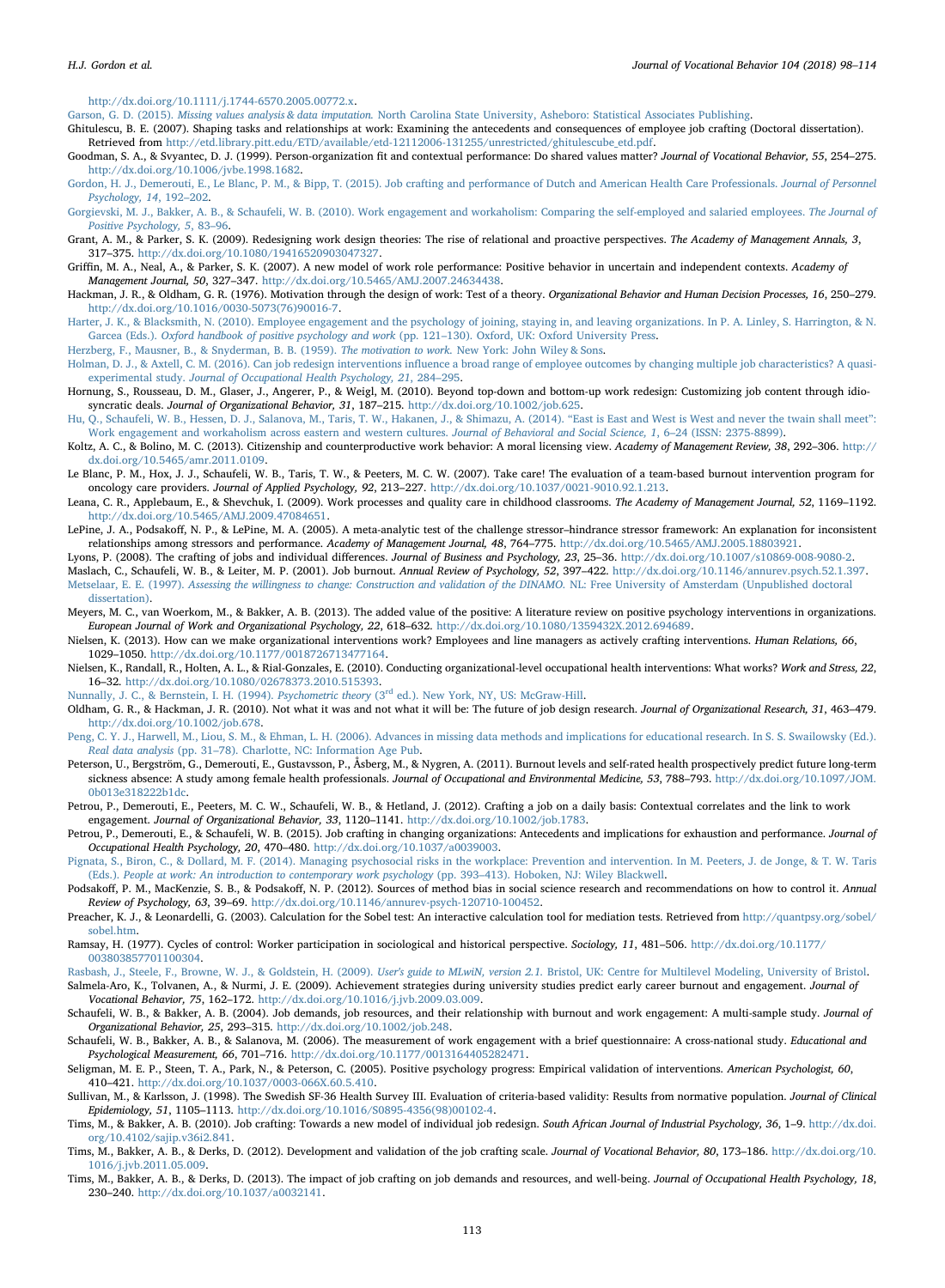http://dx.doi.org/10.1111/j.1744-6570.2005.00772.x.

Garson, G. D. (2015). *Missing values analysis & data imputation.* North Carolina State University, Asheboro: Statistical Associates Publishing.

Ghitulescu, B. E. (2007). Shaping tasks and relationships at work: Examining the antecedents and consequences of employee job crafting (Doctoral dissertation). Retrieved from http://etd.library.pitt.edu/ETD/available/etd-12112006-131255/unrestricted/ghitulescube_etd.pdf.

Goodman, S. A., & Svyantec, D. J. (1999). Person-organization fit and contextual performance: Do shared values matter? *Journal of Vocational Behavior, 55*, 254–275. http://dx.doi.org/10.1006/jvbe.1998.1682.

Gordon, H. J., Demerouti, E., Le Blanc, P. M., & Bipp, T. (2015). Job crafting and performance of Dutch and American Health Care Professionals. *Journal of Personnel Psychology, 14*, 192–202.

Gorgievski, M. J., Bakker, A. B., & Schaufeli, W. B. (2010). Work engagement and workaholism: Comparing the self-employed and salaried employees. *The Journal of Positive Psychology, 5*, 83–96.

Grant, A. M., & Parker, S. K. (2009). Redesigning work design theories: The rise of relational and proactive perspectives. *The Academy of Management Annals, 3*, 317–375. http://dx.doi.org/10.1080/19416520903047327.

Griffin, M. A., Neal, A., & Parker, S. K. (2007). A new model of work role performance: Positive behavior in uncertain and independent contexts. *Academy of Management Journal, 50*, 327–347. http://dx.doi.org/10.5465/AMJ.2007.24634438.

Hackman, J. R., & Oldham, G. R. (1976). Motivation through the design of work: Test of a theory. *Organizational Behavior and Human Decision Processes, 16*, 250–279. http://dx.doi.org/10.1016/0030-5073(76)90016-7.

Harter, J. K., & Blacksmith, N. (2010). Employee engagement and the psychology of joining, staying in, and leaving organizations. In P. A. Linley, S. Harrington, & N. Garcea (Eds.). *Oxford handbook of positive psychology and work* (pp. 121–130). Oxford, UK: Oxford University Press.

Herzberg, F., Mausner, B., & Snyderman, B. B. (1959). *The motivation to work.* New York: John Wiley & Sons.

Holman, D. J., & Axtell, C. M. (2016). Can job redesign interventions influence a broad range of employee outcomes by changing multiple job characteristics? A quasi-experimental study. *Journal of Occupational Health Psychology, 21*, 284–295.

Hornung, S., Rousseau, D. M., Glaser, J., Angerer, P., & Weigl, M. (2010). Beyond top-down and bottom-up work redesign: Customizing job content through idio-syncratic deals. *Journal of Organizational Behavior, 31*, 187–215. http://dx.doi.org/10.1002/job.625.

Hu, Q., Schaufeli, W. B., Hessen, D. J., Salanova, M., Taris, T. W., Hakanen, J., & Shimazu, A. (2014). "East is East and West is West and never the twain shall meet": Work engagement and workaholism across eastern and western cultures. *Journal of Behavioral and Social Science, 1*, 6–24 (ISSN: 2375-8899).

Koltz, A. C., & Bolino, M. C. (2013). Citizenship and counterproductive work behavior: A moral licensing view. *Academy of Management Review, 38*, 292–306. http://dx.doi.org/10.5465/amr.2011.0109.

Le Blanc, P. M., Hox, J. J., Schaufeli, W. B., Taris, T. W., & Peeters, M. C. W. (2007). Take care! The evaluation of a team-based burnout intervention program for oncology care providers. *Journal of Applied Psychology, 92*, 213–227. http://dx.doi.org/10.1037/0021-9010.92.1.213.

Leana, C. R., Applebaum, E., & Shevchuk, I. (2009). Work processes and quality care in childhood classrooms. *The Academy of Management Journal, 52*, 1169–1192. http://dx.doi.org/10.5465/AMJ.2009.47084651.

LePine, J. A., Podsakoff, N. P., & LePine, M. A. (2005). A meta-analytic test of the challenge stressor–hindrance stressor framework: An explanation for inconsistent relationships among stressors and performance. *Academy of Management Journal, 48*, 764–775. http://dx.doi.org/10.5465/AMJ.2005.18803921.

Lyons, P. (2008). The crafting of jobs and individual differences. *Journal of Business and Psychology, 23*, 25–36. http://dx.doi.org/10.1007/s10869-008-9080-2.

Maslach, C., Schaufeli, W. B., & Leiter, M. P. (2001). Job burnout. *Annual Review of Psychology, 52*, 397–422. http://dx.doi.org/10.1146/annurev.psych.52.1.397.

Metselaar, E. E. (1997). *Assessing the willingness to change: Construction and validation of the DINAMO.* NL: Free University of Amsterdam (Unpublished doctoral dissertation).

Meyers, M. C., van Woerkom, M., & Bakker, A. B. (2013). The added value of the positive: A literature review on positive psychology interventions in organizations. *European Journal of Work and Organizational Psychology, 22*, 618–632. http://dx.doi.org/10.1080/1359432X.2012.694689.

Nielsen, K. (2013). How can we make organizational interventions work? Employees and line managers as actively crafting interventions. *Human Relations, 66*, 1029–1050. http://dx.doi.org/10.1177/0018726713477164.

Nielsen, K., Randall, R., Holten, A. L., & Rial-Gonzales, E. (2010). Conducting organizational-level occupational health interventions: What works? *Work and Stress, 22*, 16–32. http://dx.doi.org/10.1080/02678373.2010.515393.

Nunnally, J. C., & Bernstein, I. H. (1994). *Psychometric theory* (3rd ed.). New York, NY, US: McGraw-Hill.

Oldham, G. R., & Hackman, J. R. (2010). Not what it was and not what it will be: The future of job design research. *Journal of Organizational Research, 31*, 463–479. http://dx.doi.org/10.1002/job.678.

Peng, C. Y. J., Harwell, M., Liou, S. M., & Ehman, L. H. (2006). Advances in missing data methods and implications for educational research. In S. S. Swailowsky (Ed.). *Real data analysis* (pp. 31–78). Charlotte, NC: Information Age Pub.

Peterson, U., Bergström, G., Demerouti, E., Gustavsson, P., Åsberg, M., & Nygren, A. (2011). Burnout levels and self-rated health prospectively predict future long-term sickness absence: A study among female health professionals. *Journal of Occupational and Environmental Medicine, 53*, 788–793. http://dx.doi.org/10.1097/JOM.0b013e318222b1dc.

Petrou, P., Demerouti, E., Peeters, M. C. W., Schaufeli, W. B., & Hetland, J. (2012). Crafting a job on a daily basis: Contextual correlates and the link to work engagement. *Journal of Organizational Behavior, 33*, 1120–1141. http://dx.doi.org/10.1002/job.1783.

Petrou, P., Demerouti, E., & Schaufeli, W. B. (2015). Job crafting in changing organizations: Antecedents and implications for exhaustion and performance. *Journal of Occupational Health Psychology, 20*, 470–480. http://dx.doi.org/10.1037/a0039003.

Pignata, S., Biron, C., & Dollard, M. F. (2014). Managing psychosocial risks in the workplace: Prevention and intervention. In M. Peeters, J. de Jonge, & T. W. Taris (Eds.). *People at work: An introduction to contemporary work psychology* (pp. 393–413). Hoboken, NJ: Wiley Blackwell.

Podsakoff, P. M., MacKenzie, S. B., & Podsakoff, N. P. (2012). Sources of method bias in social science research and recommendations on how to control it. *Annual Review of Psychology, 63*, 39–69. http://dx.doi.org/10.1146/annurev-psych-120710-100452.

Preacher, K. J., & Leonardelli, G. (2003). Calculation for the Sobel test: An interactive calculation tool for mediation tests. Retrieved from http://quantpsy.org/sobel/sobel.htm.

Ramsay, H. (1977). Cycles of control: Worker participation in sociological and historical perspective. *Sociology, 11*, 481–506. http://dx.doi.org/10.1177/003803857701100304.

Rasbash, J., Steele, F., Browne, W. J., & Goldstein, H. (2009). *User's guide to MLwiN, version 2.1.* Bristol, UK: Centre for Multilevel Modeling, University of Bristol.

Salmela-Aro, K., Tolvanen, A., & Nurmi, J. E. (2009). Achievement strategies during university studies predict early career burnout and engagement. *Journal of Vocational Behavior, 75*, 162–172. http://dx.doi.org/10.1016/j.jvb.2009.03.009.

Schaufeli, W. B., & Bakker, A. B. (2004). Job demands, job resources, and their relationship with burnout and work engagement: A multi-sample study. *Journal of Organizational Behavior, 25*, 293–315. http://dx.doi.org/10.1002/job.248.

Schaufeli, W. B., Bakker, A. B., & Salanova, M. (2006). The measurement of work engagement with a brief questionnaire: A cross-national study. *Educational and Psychological Measurement, 66*, 701–716. http://dx.doi.org/10.1177/0013164405282471.

Seligman, M. E. P., Steen, T. A., Park, N., & Peterson, C. (2005). Positive psychology progress: Empirical validation of interventions. *American Psychologist, 60*, 410–421. http://dx.doi.org/10.1037/0003-066X.60.5.410.

Sullivan, M., & Karlsson, J. (1998). The Swedish SF-36 Health Survey III. Evaluation of criteria-based validity: Results from normative population. *Journal of Clinical Epidemiology, 51*, 1105–1113. http://dx.doi.org/10.1016/S0895-4356(98)00102-4.

Tims, M., & Bakker, A. B. (2010). Job crafting: Towards a new model of individual job redesign. *South African Journal of Industrial Psychology, 36*, 1–9. http://dx.doi.org/10.4102/sajip.v36i2.841.

Tims, M., Bakker, A. B., & Derks, D. (2012). Development and validation of the job crafting scale. *Journal of Vocational Behavior, 80*, 173–186. http://dx.doi.org/10.1016/j.jvb.2011.05.009.

Tims, M., Bakker, A. B., & Derks, D. (2013). The impact of job crafting on job demands and resources, and well-being. *Journal of Occupational Health Psychology, 18*, 230–240. http://dx.doi.org/10.1037/a0032141.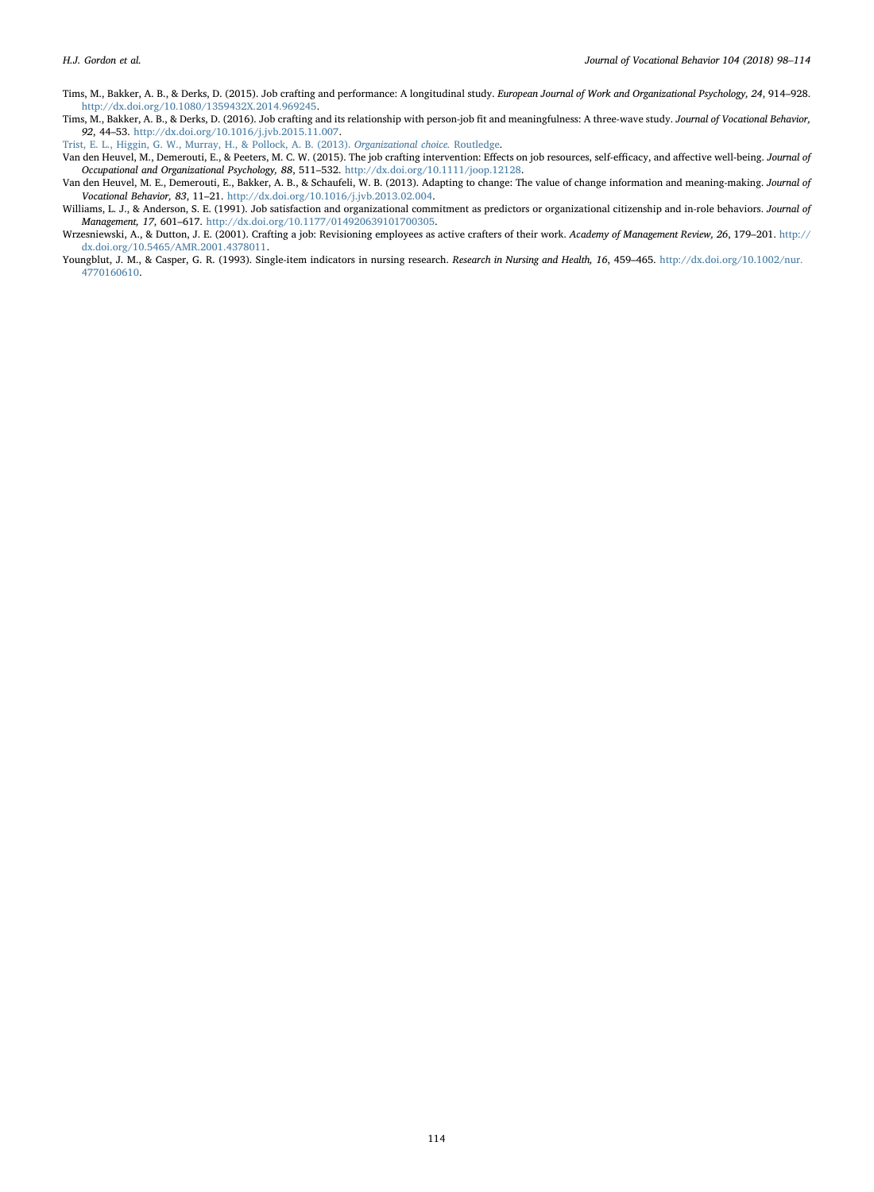Tims, M., Bakker, A. B., & Derks, D. (2015). Job crafting and performance: A longitudinal study. *European Journal of Work and Organizational Psychology, 24*, 914–928. http://dx.doi.org/10.1080/1359432X.2014.969245.

Tims, M., Bakker, A. B., & Derks, D. (2016). Job crafting and its relationship with person-job fit and meaningfulness: A three-wave study. *Journal of Vocational Behavior, 92*, 44–53. http://dx.doi.org/10.1016/j.jvb.2015.11.007.

Trist, E. L., Higgin, G. W., Murray, H., & Pollock, A. B. (2013). *Organizational choice.* Routledge.

Van den Heuvel, M., Demerouti, E., & Peeters, M. C. W. (2015). The job crafting intervention: Effects on job resources, self-efficacy, and affective well-being. *Journal of Occupational and Organizational Psychology, 88*, 511–532. http://dx.doi.org/10.1111/joop.12128.

Van den Heuvel, M. E., Demerouti, E., Bakker, A. B., & Schaufeli, W. B. (2013). Adapting to change: The value of change information and meaning-making. *Journal of Vocational Behavior, 83*, 11–21. http://dx.doi.org/10.1016/j.jvb.2013.02.004.

Williams, L. J., & Anderson, S. E. (1991). Job satisfaction and organizational commitment as predictors or organizational citizenship and in-role behaviors. *Journal of Management, 17*, 601–617. http://dx.doi.org/10.1177/014920639101700305.

Wrzesniewski, A., & Dutton, J. E. (2001). Crafting a job: Revisioning employees as active crafters of their work. *Academy of Management Review, 26*, 179–201. http://dx.doi.org/10.5465/AMR.2001.4378011.

Youngblut, J. M., & Casper, G. R. (1993). Single-item indicators in nursing research. *Research in Nursing and Health, 16*, 459–465. http://dx.doi.org/10.1002/nur.4770160610.